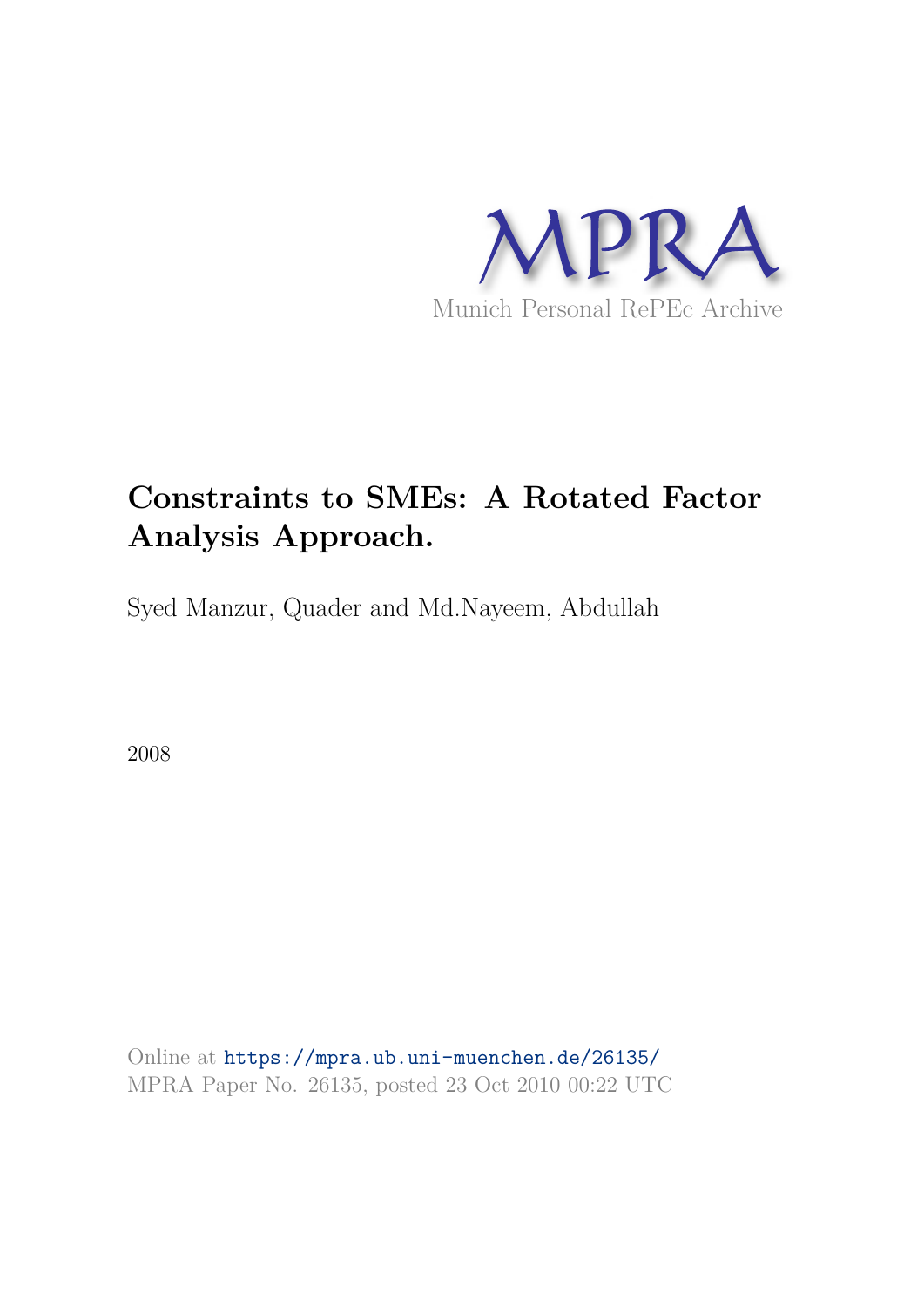MPRA

Munich Personal RePEc Archive

# Constraints to SMEs: A Rotated Factor Analysis Approach.

Syed Manzur, Quader and Md.Nayeem, Abdullah

2008

Online at https://mpra.ub.uni-muenchen.de/26135/
MPRA Paper No. 26135, posted 23 Oct 2010 00:22 UTC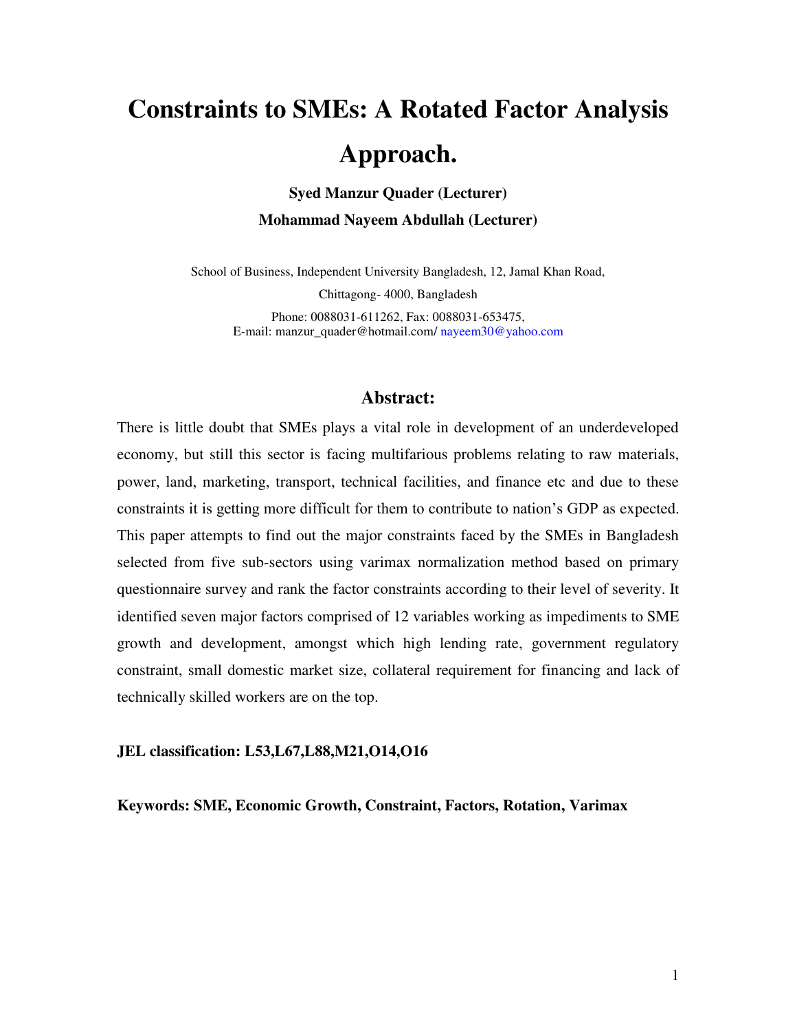# Constraints to SMEs: A Rotated Factor Analysis Approach.

**Syed Manzur Quader (Lecturer)**

**Mohammad Nayeem Abdullah (Lecturer)**

School of Business, Independent University Bangladesh, 12, Jamal Khan Road, Chittagong- 4000, Bangladesh

Phone: 0088031-611262, Fax: 0088031-653475,
E-mail: manzur_quader@hotmail.com/ nayeem30@yahoo.com

## Abstract:

There is little doubt that SMEs plays a vital role in development of an underdeveloped economy, but still this sector is facing multifarious problems relating to raw materials, power, land, marketing, transport, technical facilities, and finance etc and due to these constraints it is getting more difficult for them to contribute to nation's GDP as expected. This paper attempts to find out the major constraints faced by the SMEs in Bangladesh selected from five sub-sectors using varimax normalization method based on primary questionnaire survey and rank the factor constraints according to their level of severity. It identified seven major factors comprised of 12 variables working as impediments to SME growth and development, amongst which high lending rate, government regulatory constraint, small domestic market size, collateral requirement for financing and lack of technically skilled workers are on the top.

**JEL classification: L53,L67,L88,M21,O14,O16**

**Keywords: SME, Economic Growth, Constraint, Factors, Rotation, Varimax**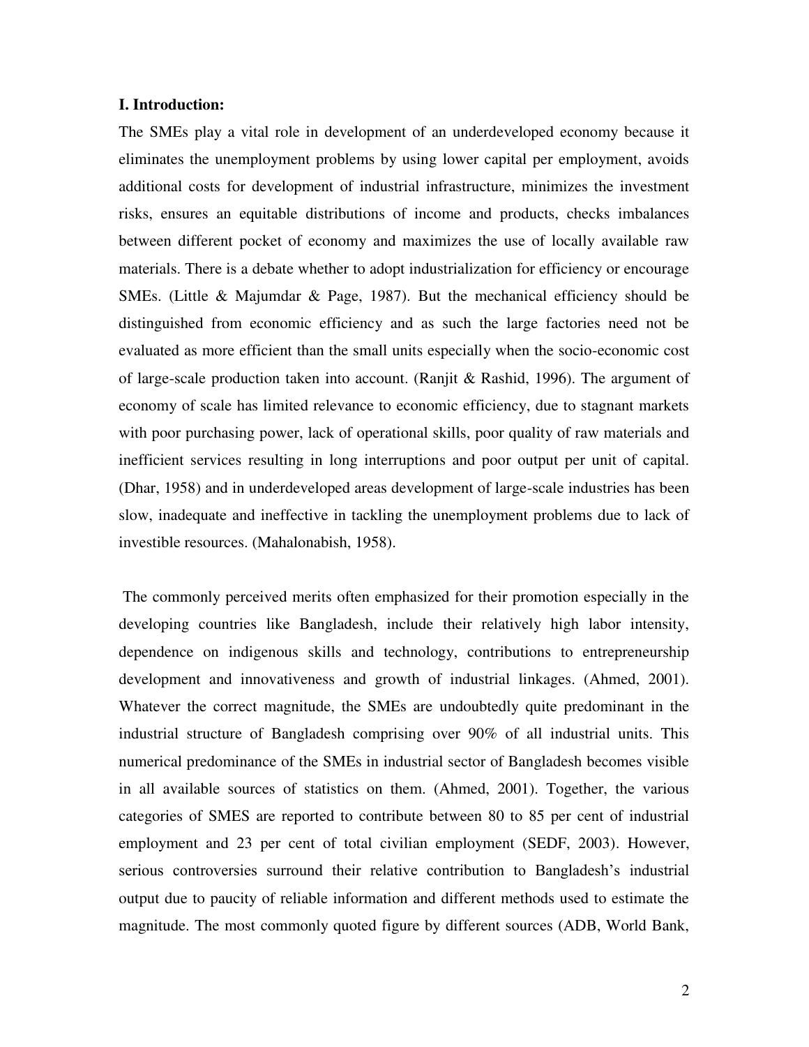## I. Introduction:

The SMEs play a vital role in development of an underdeveloped economy because it eliminates the unemployment problems by using lower capital per employment, avoids additional costs for development of industrial infrastructure, minimizes the investment risks, ensures an equitable distributions of income and products, checks imbalances between different pocket of economy and maximizes the use of locally available raw materials. There is a debate whether to adopt industrialization for efficiency or encourage SMEs. (Little & Majumdar & Page, 1987). But the mechanical efficiency should be distinguished from economic efficiency and as such the large factories need not be evaluated as more efficient than the small units especially when the socio-economic cost of large-scale production taken into account. (Ranjit & Rashid, 1996). The argument of economy of scale has limited relevance to economic efficiency, due to stagnant markets with poor purchasing power, lack of operational skills, poor quality of raw materials and inefficient services resulting in long interruptions and poor output per unit of capital. (Dhar, 1958) and in underdeveloped areas development of large-scale industries has been slow, inadequate and ineffective in tackling the unemployment problems due to lack of investible resources. (Mahalonabish, 1958).

The commonly perceived merits often emphasized for their promotion especially in the developing countries like Bangladesh, include their relatively high labor intensity, dependence on indigenous skills and technology, contributions to entrepreneurship development and innovativeness and growth of industrial linkages. (Ahmed, 2001). Whatever the correct magnitude, the SMEs are undoubtedly quite predominant in the industrial structure of Bangladesh comprising over 90% of all industrial units. This numerical predominance of the SMEs in industrial sector of Bangladesh becomes visible in all available sources of statistics on them. (Ahmed, 2001). Together, the various categories of SMES are reported to contribute between 80 to 85 per cent of industrial employment and 23 per cent of total civilian employment (SEDF, 2003). However, serious controversies surround their relative contribution to Bangladesh's industrial output due to paucity of reliable information and different methods used to estimate the magnitude. The most commonly quoted figure by different sources (ADB, World Bank,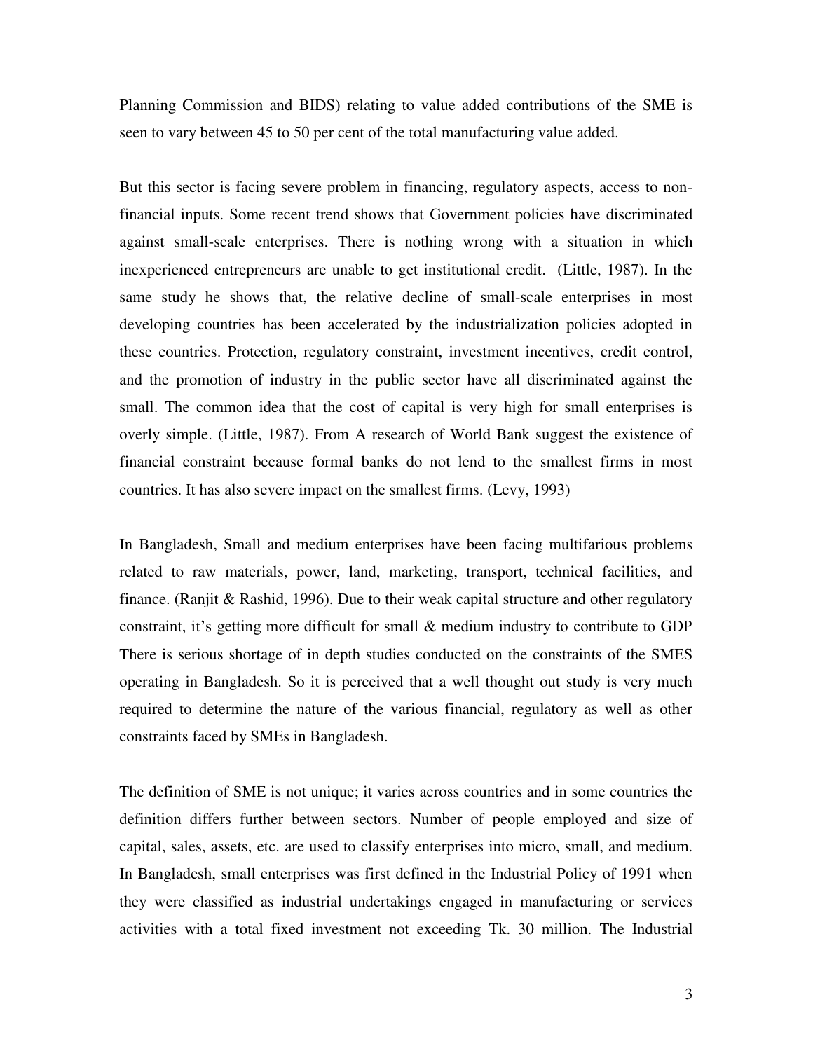Planning Commission and BIDS) relating to value added contributions of the SME is seen to vary between 45 to 50 per cent of the total manufacturing value added.

But this sector is facing severe problem in financing, regulatory aspects, access to non-financial inputs. Some recent trend shows that Government policies have discriminated against small-scale enterprises. There is nothing wrong with a situation in which inexperienced entrepreneurs are unable to get institutional credit. (Little, 1987). In the same study he shows that, the relative decline of small-scale enterprises in most developing countries has been accelerated by the industrialization policies adopted in these countries. Protection, regulatory constraint, investment incentives, credit control, and the promotion of industry in the public sector have all discriminated against the small. The common idea that the cost of capital is very high for small enterprises is overly simple. (Little, 1987). From A research of World Bank suggest the existence of financial constraint because formal banks do not lend to the smallest firms in most countries. It has also severe impact on the smallest firms. (Levy, 1993)

In Bangladesh, Small and medium enterprises have been facing multifarious problems related to raw materials, power, land, marketing, transport, technical facilities, and finance. (Ranjit & Rashid, 1996). Due to their weak capital structure and other regulatory constraint, it's getting more difficult for small & medium industry to contribute to GDP There is serious shortage of in depth studies conducted on the constraints of the SMES operating in Bangladesh. So it is perceived that a well thought out study is very much required to determine the nature of the various financial, regulatory as well as other constraints faced by SMEs in Bangladesh.

The definition of SME is not unique; it varies across countries and in some countries the definition differs further between sectors. Number of people employed and size of capital, sales, assets, etc. are used to classify enterprises into micro, small, and medium. In Bangladesh, small enterprises was first defined in the Industrial Policy of 1991 when they were classified as industrial undertakings engaged in manufacturing or services activities with a total fixed investment not exceeding Tk. 30 million. The Industrial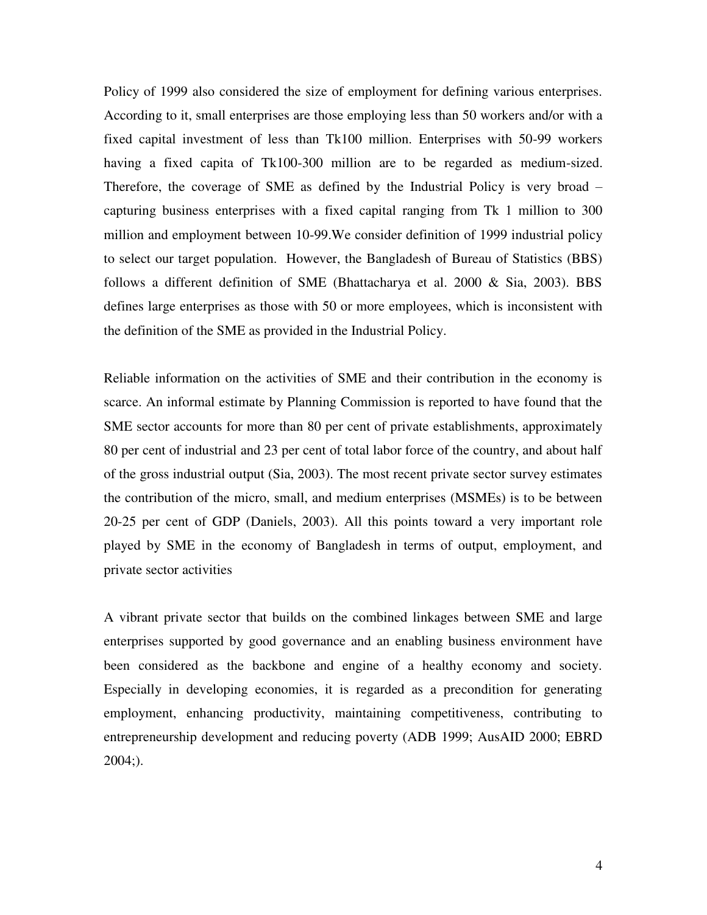Policy of 1999 also considered the size of employment for defining various enterprises. According to it, small enterprises are those employing less than 50 workers and/or with a fixed capital investment of less than Tk100 million. Enterprises with 50-99 workers having a fixed capita of Tk100-300 million are to be regarded as medium-sized. Therefore, the coverage of SME as defined by the Industrial Policy is very broad – capturing business enterprises with a fixed capital ranging from Tk 1 million to 300 million and employment between 10-99.We consider definition of 1999 industrial policy to select our target population. However, the Bangladesh of Bureau of Statistics (BBS) follows a different definition of SME (Bhattacharya et al. 2000 & Sia, 2003). BBS defines large enterprises as those with 50 or more employees, which is inconsistent with the definition of the SME as provided in the Industrial Policy.

Reliable information on the activities of SME and their contribution in the economy is scarce. An informal estimate by Planning Commission is reported to have found that the SME sector accounts for more than 80 per cent of private establishments, approximately 80 per cent of industrial and 23 per cent of total labor force of the country, and about half of the gross industrial output (Sia, 2003). The most recent private sector survey estimates the contribution of the micro, small, and medium enterprises (MSMEs) is to be between 20-25 per cent of GDP (Daniels, 2003). All this points toward a very important role played by SME in the economy of Bangladesh in terms of output, employment, and private sector activities

A vibrant private sector that builds on the combined linkages between SME and large enterprises supported by good governance and an enabling business environment have been considered as the backbone and engine of a healthy economy and society. Especially in developing economies, it is regarded as a precondition for generating employment, enhancing productivity, maintaining competitiveness, contributing to entrepreneurship development and reducing poverty (ADB 1999; AusAID 2000; EBRD 2004;).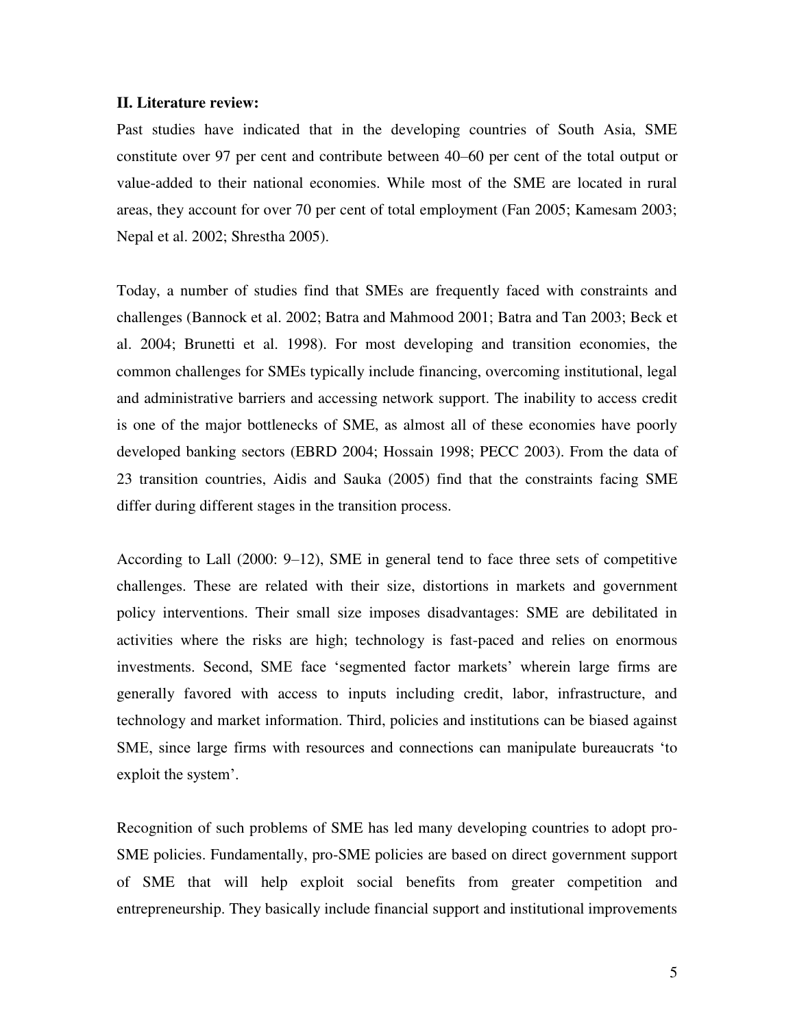**II. Literature review:**

Past studies have indicated that in the developing countries of South Asia, SME constitute over 97 per cent and contribute between 40–60 per cent of the total output or value-added to their national economies. While most of the SME are located in rural areas, they account for over 70 per cent of total employment (Fan 2005; Kamesam 2003; Nepal et al. 2002; Shrestha 2005).

Today, a number of studies find that SMEs are frequently faced with constraints and challenges (Bannock et al. 2002; Batra and Mahmood 2001; Batra and Tan 2003; Beck et al. 2004; Brunetti et al. 1998). For most developing and transition economies, the common challenges for SMEs typically include financing, overcoming institutional, legal and administrative barriers and accessing network support. The inability to access credit is one of the major bottlenecks of SME, as almost all of these economies have poorly developed banking sectors (EBRD 2004; Hossain 1998; PECC 2003). From the data of 23 transition countries, Aidis and Sauka (2005) find that the constraints facing SME differ during different stages in the transition process.

According to Lall (2000: 9–12), SME in general tend to face three sets of competitive challenges. These are related with their size, distortions in markets and government policy interventions. Their small size imposes disadvantages: SME are debilitated in activities where the risks are high; technology is fast-paced and relies on enormous investments. Second, SME face 'segmented factor markets' wherein large firms are generally favored with access to inputs including credit, labor, infrastructure, and technology and market information. Third, policies and institutions can be biased against SME, since large firms with resources and connections can manipulate bureaucrats 'to exploit the system'.

Recognition of such problems of SME has led many developing countries to adopt pro-SME policies. Fundamentally, pro-SME policies are based on direct government support of SME that will help exploit social benefits from greater competition and entrepreneurship. They basically include financial support and institutional improvements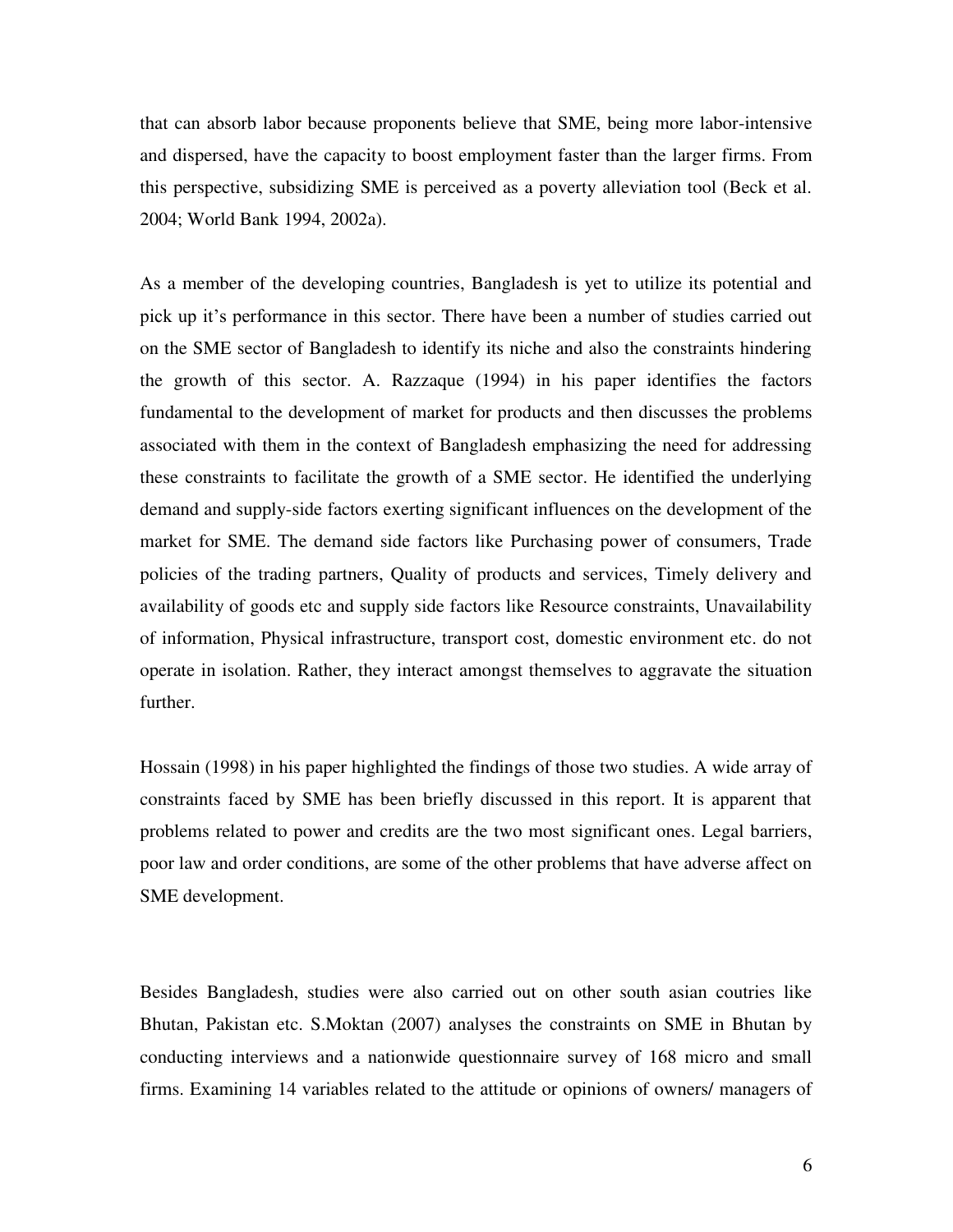that can absorb labor because proponents believe that SME, being more labor-intensive and dispersed, have the capacity to boost employment faster than the larger firms. From this perspective, subsidizing SME is perceived as a poverty alleviation tool (Beck et al. 2004; World Bank 1994, 2002a).

As a member of the developing countries, Bangladesh is yet to utilize its potential and pick up it's performance in this sector. There have been a number of studies carried out on the SME sector of Bangladesh to identify its niche and also the constraints hindering the growth of this sector. A. Razzaque (1994) in his paper identifies the factors fundamental to the development of market for products and then discusses the problems associated with them in the context of Bangladesh emphasizing the need for addressing these constraints to facilitate the growth of a SME sector. He identified the underlying demand and supply-side factors exerting significant influences on the development of the market for SME. The demand side factors like Purchasing power of consumers, Trade policies of the trading partners, Quality of products and services, Timely delivery and availability of goods etc and supply side factors like Resource constraints, Unavailability of information, Physical infrastructure, transport cost, domestic environment etc. do not operate in isolation. Rather, they interact amongst themselves to aggravate the situation further.

Hossain (1998) in his paper highlighted the findings of those two studies. A wide array of constraints faced by SME has been briefly discussed in this report. It is apparent that problems related to power and credits are the two most significant ones. Legal barriers, poor law and order conditions, are some of the other problems that have adverse affect on SME development.

Besides Bangladesh, studies were also carried out on other south asian coutries like Bhutan, Pakistan etc. S.Moktan (2007) analyses the constraints on SME in Bhutan by conducting interviews and a nationwide questionnaire survey of 168 micro and small firms. Examining 14 variables related to the attitude or opinions of owners/ managers of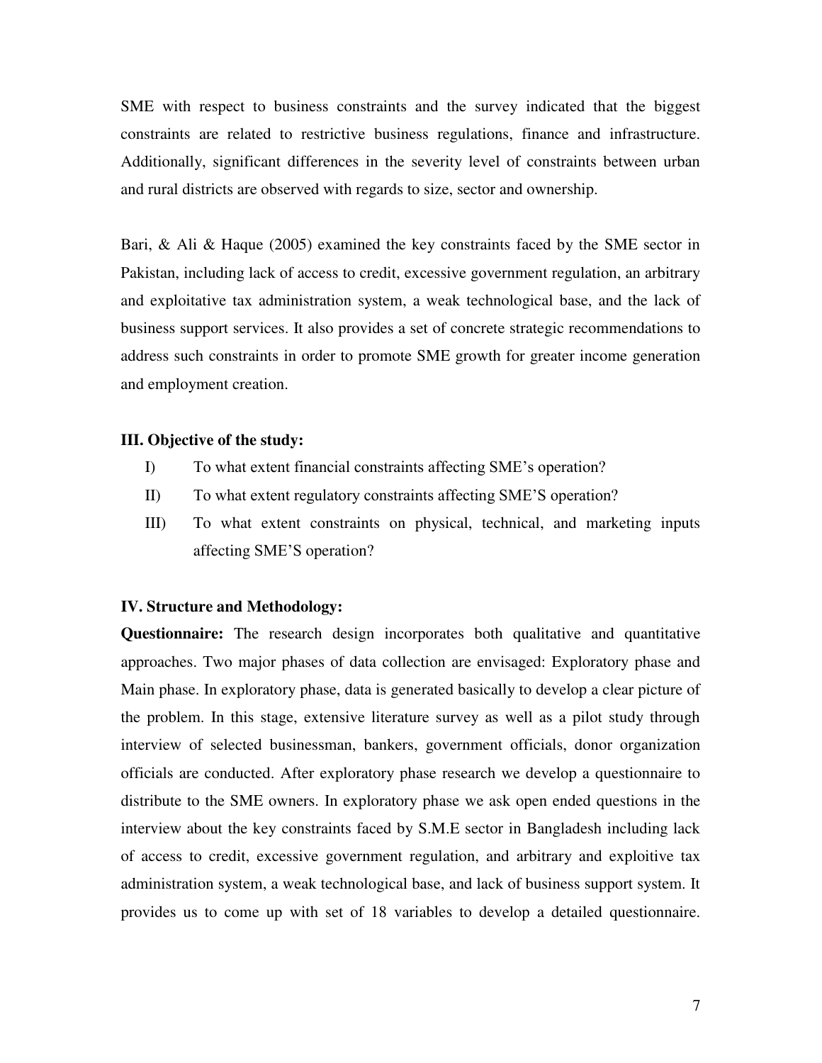SME with respect to business constraints and the survey indicated that the biggest constraints are related to restrictive business regulations, finance and infrastructure. Additionally, significant differences in the severity level of constraints between urban and rural districts are observed with regards to size, sector and ownership.

Bari, & Ali & Haque (2005) examined the key constraints faced by the SME sector in Pakistan, including lack of access to credit, excessive government regulation, an arbitrary and exploitative tax administration system, a weak technological base, and the lack of business support services. It also provides a set of concrete strategic recommendations to address such constraints in order to promote SME growth for greater income generation and employment creation.

**III. Objective of the study:**

I) To what extent financial constraints affecting SME's operation?

II) To what extent regulatory constraints affecting SME'S operation?

III) To what extent constraints on physical, technical, and marketing inputs affecting SME'S operation?

**IV. Structure and Methodology:**

**Questionnaire:** The research design incorporates both qualitative and quantitative approaches. Two major phases of data collection are envisaged: Exploratory phase and Main phase. In exploratory phase, data is generated basically to develop a clear picture of the problem. In this stage, extensive literature survey as well as a pilot study through interview of selected businessman, bankers, government officials, donor organization officials are conducted. After exploratory phase research we develop a questionnaire to distribute to the SME owners. In exploratory phase we ask open ended questions in the interview about the key constraints faced by S.M.E sector in Bangladesh including lack of access to credit, excessive government regulation, and arbitrary and exploitive tax administration system, a weak technological base, and lack of business support system. It provides us to come up with set of 18 variables to develop a detailed questionnaire.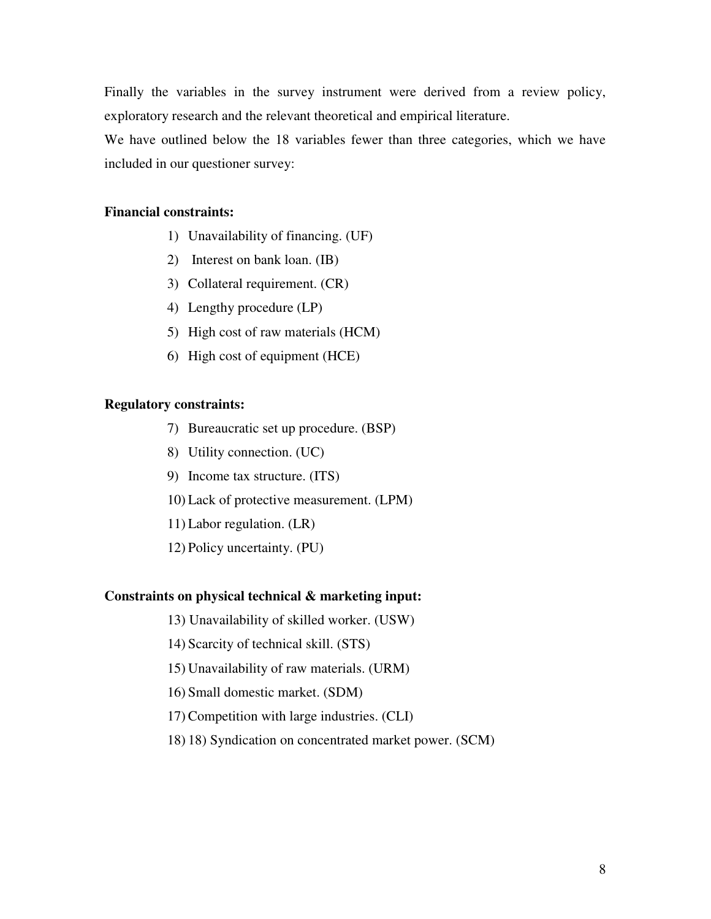Finally the variables in the survey instrument were derived from a review policy, exploratory research and the relevant theoretical and empirical literature.

We have outlined below the 18 variables fewer than three categories, which we have included in our questioner survey:

**Financial constraints:**

1) Unavailability of financing. (UF)
2) Interest on bank loan. (IB)
3) Collateral requirement. (CR)
4) Lengthy procedure (LP)
5) High cost of raw materials (HCM)
6) High cost of equipment (HCE)

**Regulatory constraints:**

7) Bureaucratic set up procedure. (BSP)
8) Utility connection. (UC)
9) Income tax structure. (ITS)
10) Lack of protective measurement. (LPM)
11) Labor regulation. (LR)
12) Policy uncertainty. (PU)

**Constraints on physical technical & marketing input:**

13) Unavailability of skilled worker. (USW)
14) Scarcity of technical skill. (STS)
15) Unavailability of raw materials. (URM)
16) Small domestic market. (SDM)
17) Competition with large industries. (CLI)
18) 18) Syndication on concentrated market power. (SCM)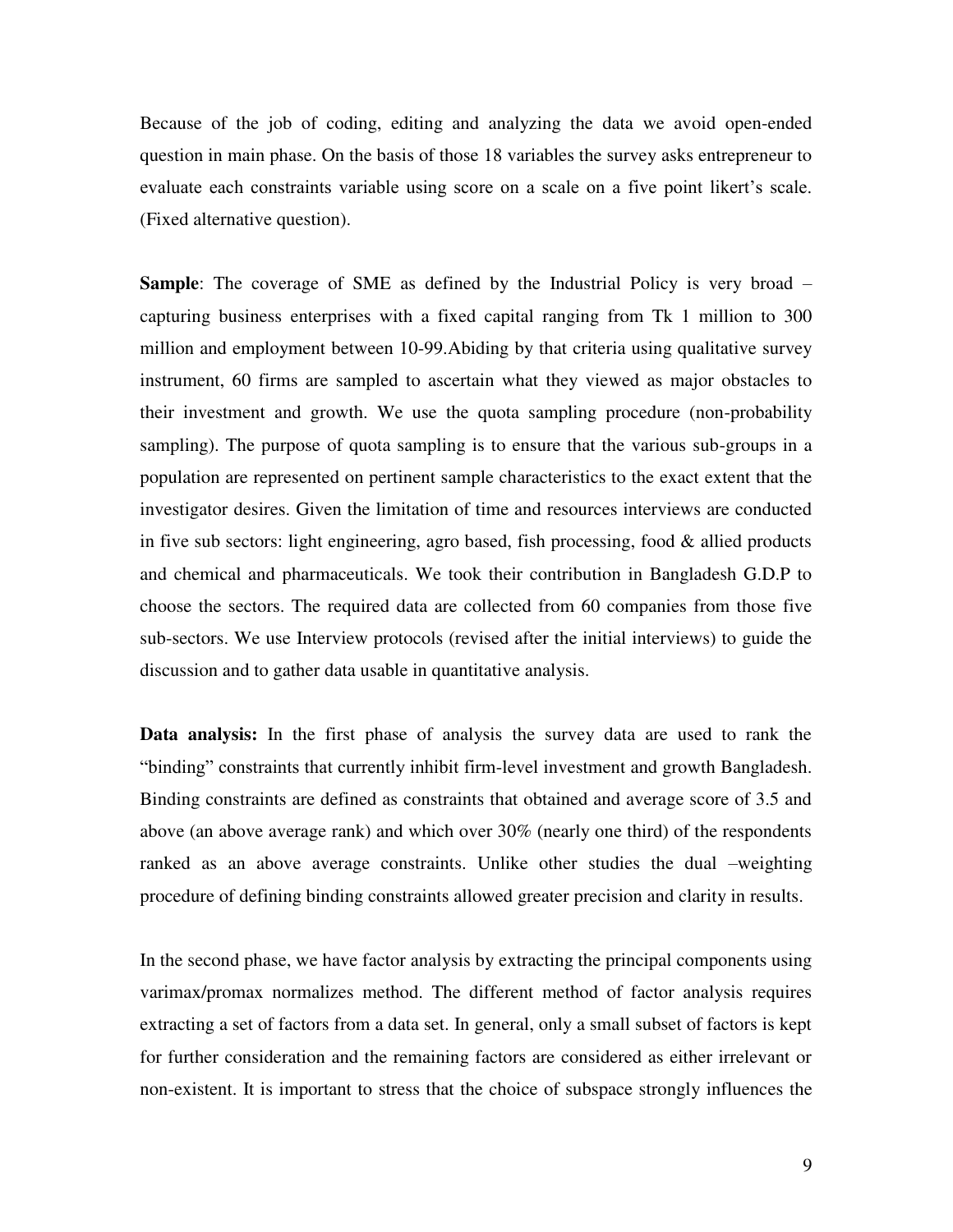Because of the job of coding, editing and analyzing the data we avoid open-ended question in main phase. On the basis of those 18 variables the survey asks entrepreneur to evaluate each constraints variable using score on a scale on a five point likert's scale. (Fixed alternative question).

**Sample**: The coverage of SME as defined by the Industrial Policy is very broad – capturing business enterprises with a fixed capital ranging from Tk 1 million to 300 million and employment between 10-99.Abiding by that criteria using qualitative survey instrument, 60 firms are sampled to ascertain what they viewed as major obstacles to their investment and growth. We use the quota sampling procedure (non-probability sampling). The purpose of quota sampling is to ensure that the various sub-groups in a population are represented on pertinent sample characteristics to the exact extent that the investigator desires. Given the limitation of time and resources interviews are conducted in five sub sectors: light engineering, agro based, fish processing, food & allied products and chemical and pharmaceuticals. We took their contribution in Bangladesh G.D.P to choose the sectors. The required data are collected from 60 companies from those five sub-sectors. We use Interview protocols (revised after the initial interviews) to guide the discussion and to gather data usable in quantitative analysis.

**Data analysis:** In the first phase of analysis the survey data are used to rank the "binding" constraints that currently inhibit firm-level investment and growth Bangladesh. Binding constraints are defined as constraints that obtained and average score of 3.5 and above (an above average rank) and which over 30% (nearly one third) of the respondents ranked as an above average constraints. Unlike other studies the dual –weighting procedure of defining binding constraints allowed greater precision and clarity in results.

In the second phase, we have factor analysis by extracting the principal components using varimax/promax normalizes method. The different method of factor analysis requires extracting a set of factors from a data set. In general, only a small subset of factors is kept for further consideration and the remaining factors are considered as either irrelevant or non-existent. It is important to stress that the choice of subspace strongly influences the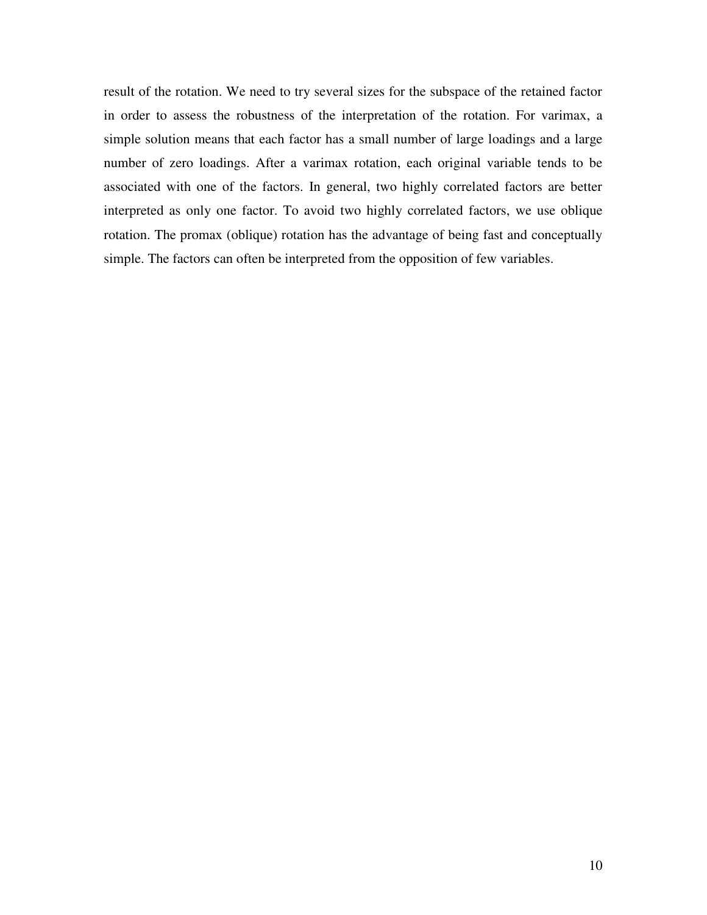result of the rotation. We need to try several sizes for the subspace of the retained factor in order to assess the robustness of the interpretation of the rotation. For varimax, a simple solution means that each factor has a small number of large loadings and a large number of zero loadings. After a varimax rotation, each original variable tends to be associated with one of the factors. In general, two highly correlated factors are better interpreted as only one factor. To avoid two highly correlated factors, we use oblique rotation. The promax (oblique) rotation has the advantage of being fast and conceptually simple. The factors can often be interpreted from the opposition of few variables.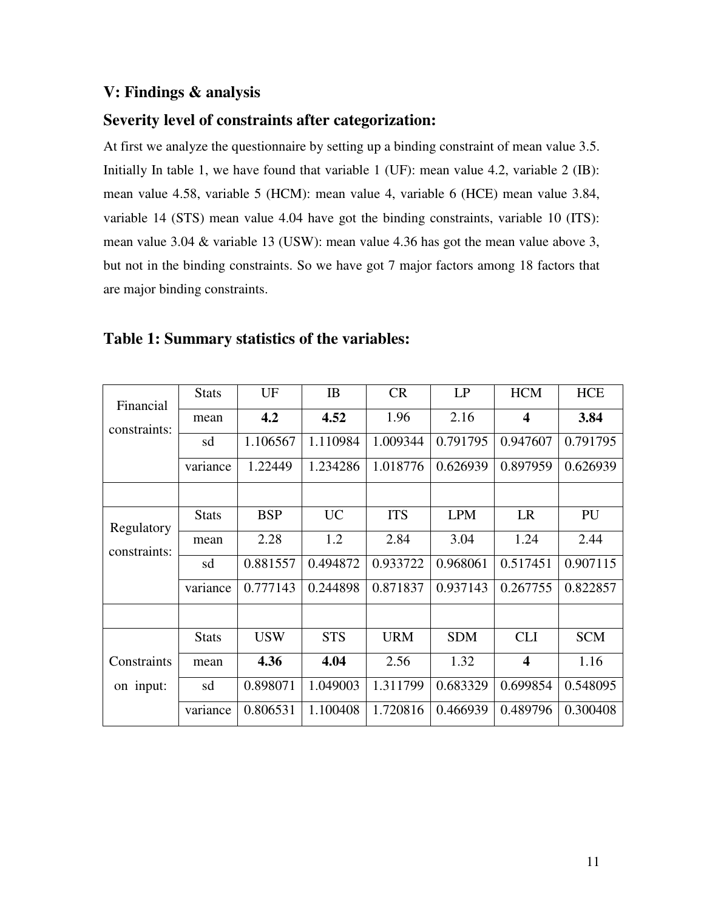## V: Findings & analysis

### Severity level of constraints after categorization:

At first we analyze the questionnaire by setting up a binding constraint of mean value 3.5. Initially In table 1, we have found that variable 1 (UF): mean value 4.2, variable 2 (IB): mean value 4.58, variable 5 (HCM): mean value 4, variable 6 (HCE) mean value 3.84, variable 14 (STS) mean value 4.04 have got the binding constraints, variable 10 (ITS): mean value 3.04 & variable 13 (USW): mean value 4.36 has got the mean value above 3, but not in the binding constraints. So we have got 7 major factors among 18 factors that are major binding constraints.

### Table 1: Summary statistics of the variables:

| | Stats | UF | IB | CR | LP | HCM | HCE |
|---|---|---|---|---|---|---|---|
| Financial constraints: | mean | **4.2** | **4.52** | 1.96 | 2.16 | **4** | **3.84** |
| | sd | 1.106567 | 1.110984 | 1.009344 | 0.791795 | 0.947607 | 0.791795 |
| | variance | 1.22449 | 1.234286 | 1.018776 | 0.626939 | 0.897959 | 0.626939 |
| | | | | | | | |
| Regulatory constraints: | Stats | BSP | UC | ITS | LPM | LR | PU |
| | mean | 2.28 | 1.2 | 2.84 | 3.04 | 1.24 | 2.44 |
| | sd | 0.881557 | 0.494872 | 0.933722 | 0.968061 | 0.517451 | 0.907115 |
| | variance | 0.777143 | 0.244898 | 0.871837 | 0.937143 | 0.267755 | 0.822857 |
| | | | | | | | |
| Constraints on input: | Stats | USW | STS | URM | SDM | CLI | SCM |
| | mean | **4.36** | **4.04** | 2.56 | 1.32 | **4** | 1.16 |
| | sd | 0.898071 | 1.049003 | 1.311799 | 0.683329 | 0.699854 | 0.548095 |
| | variance | 0.806531 | 1.100408 | 1.720816 | 0.466939 | 0.489796 | 0.300408 |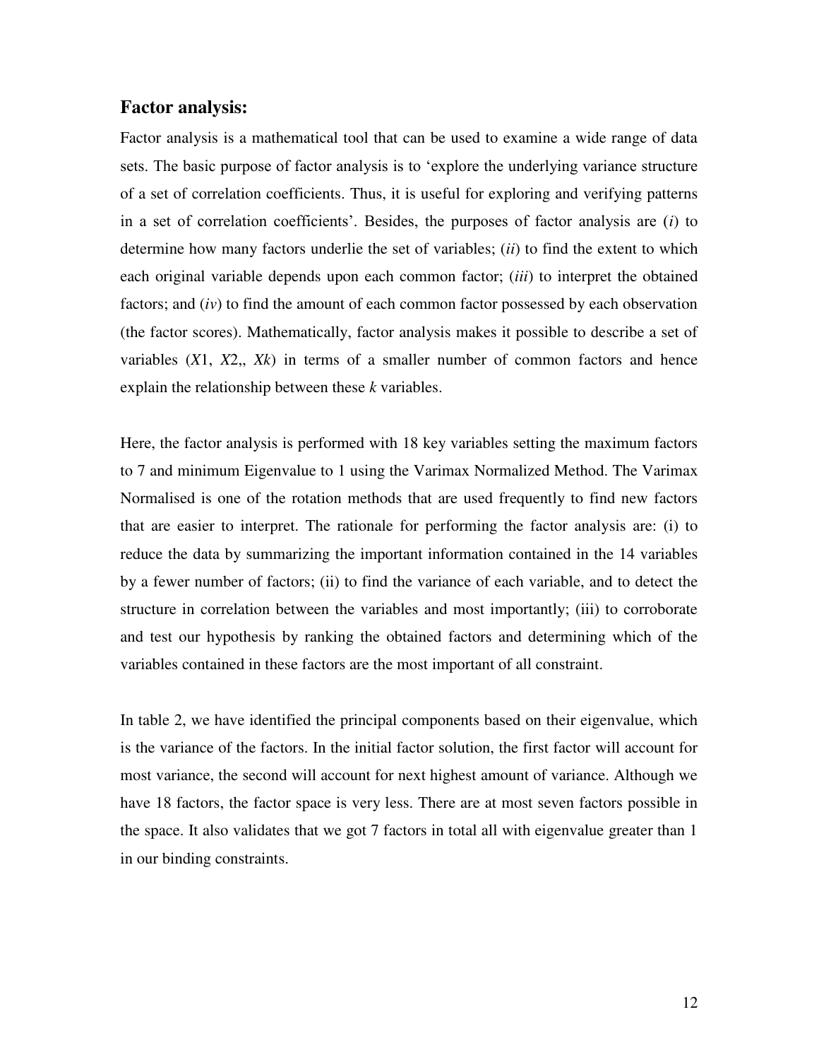## Factor analysis:

Factor analysis is a mathematical tool that can be used to examine a wide range of data sets. The basic purpose of factor analysis is to 'explore the underlying variance structure of a set of correlation coefficients. Thus, it is useful for exploring and verifying patterns in a set of correlation coefficients'. Besides, the purposes of factor analysis are (*i*) to determine how many factors underlie the set of variables; (*ii*) to find the extent to which each original variable depends upon each common factor; (*iii*) to interpret the obtained factors; and (*iv*) to find the amount of each common factor possessed by each observation (the factor scores). Mathematically, factor analysis makes it possible to describe a set of variables ($X1$, $X2$,, $Xk$) in terms of a smaller number of common factors and hence explain the relationship between these $k$ variables.

Here, the factor analysis is performed with 18 key variables setting the maximum factors to 7 and minimum Eigenvalue to 1 using the Varimax Normalized Method. The Varimax Normalised is one of the rotation methods that are used frequently to find new factors that are easier to interpret. The rationale for performing the factor analysis are: (i) to reduce the data by summarizing the important information contained in the 14 variables by a fewer number of factors; (ii) to find the variance of each variable, and to detect the structure in correlation between the variables and most importantly; (iii) to corroborate and test our hypothesis by ranking the obtained factors and determining which of the variables contained in these factors are the most important of all constraint.

In table 2, we have identified the principal components based on their eigenvalue, which is the variance of the factors. In the initial factor solution, the first factor will account for most variance, the second will account for next highest amount of variance. Although we have 18 factors, the factor space is very less. There are at most seven factors possible in the space. It also validates that we got 7 factors in total all with eigenvalue greater than 1 in our binding constraints.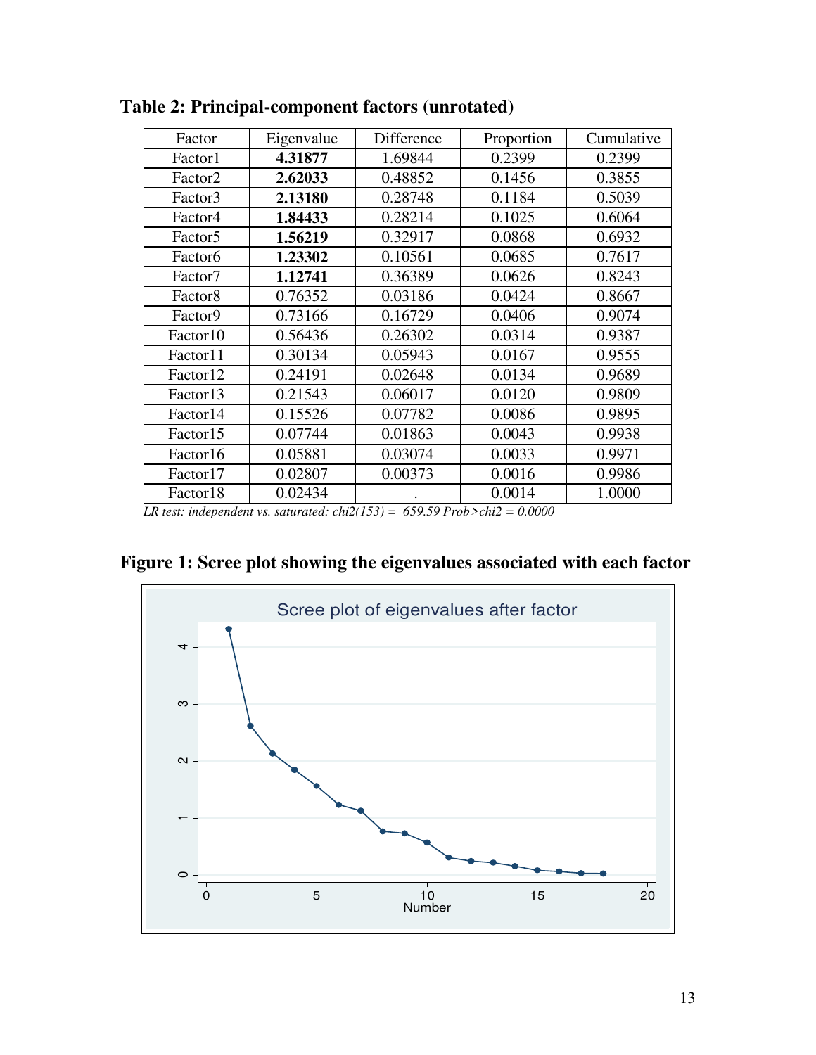**Table 2: Principal-component factors (unrotated)**

| Factor | Eigenvalue | Difference | Proportion | Cumulative |
|---|---|---|---|---|
| Factor1 | **4.31877** | 1.69844 | 0.2399 | 0.2399 |
| Factor2 | **2.62033** | 0.48852 | 0.1456 | 0.3855 |
| Factor3 | **2.13180** | 0.28748 | 0.1184 | 0.5039 |
| Factor4 | **1.84433** | 0.28214 | 0.1025 | 0.6064 |
| Factor5 | **1.56219** | 0.32917 | 0.0868 | 0.6932 |
| Factor6 | **1.23302** | 0.10561 | 0.0685 | 0.7617 |
| Factor7 | **1.12741** | 0.36389 | 0.0626 | 0.8243 |
| Factor8 | 0.76352 | 0.03186 | 0.0424 | 0.8667 |
| Factor9 | 0.73166 | 0.16729 | 0.0406 | 0.9074 |
| Factor10 | 0.56436 | 0.26302 | 0.0314 | 0.9387 |
| Factor11 | 0.30134 | 0.05943 | 0.0167 | 0.9555 |
| Factor12 | 0.24191 | 0.02648 | 0.0134 | 0.9689 |
| Factor13 | 0.21543 | 0.06017 | 0.0120 | 0.9809 |
| Factor14 | 0.15526 | 0.07782 | 0.0086 | 0.9895 |
| Factor15 | 0.07744 | 0.01863 | 0.0043 | 0.9938 |
| Factor16 | 0.05881 | 0.03074 | 0.0033 | 0.9971 |
| Factor17 | 0.02807 | 0.00373 | 0.0016 | 0.9986 |
| Factor18 | 0.02434 | . | 0.0014 | 1.0000 |

*LR test: independent vs. saturated: chi2(153) = 659.59 Prob>chi2 = 0.0000*

**Figure 1: Scree plot showing the eigenvalues associated with each factor**

Scree plot of eigenvalues after factor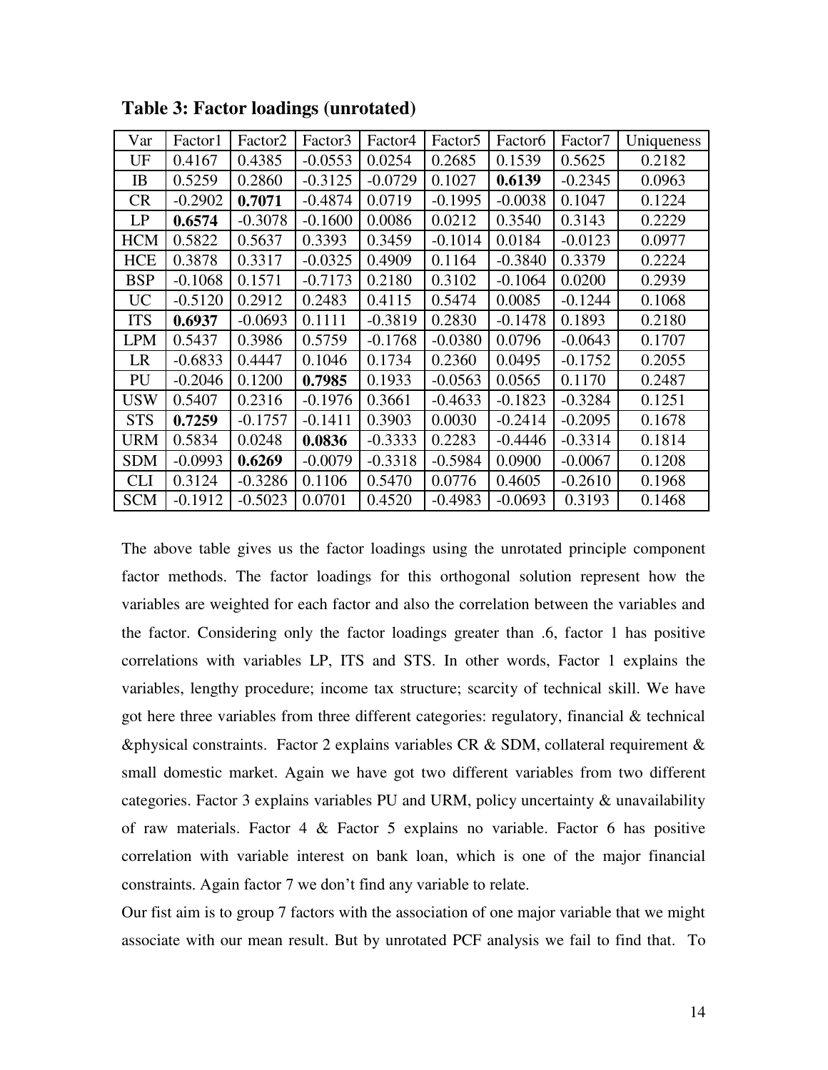**Table 3: Factor loadings (unrotated)**

| Var | Factor1 | Factor2 | Factor3 | Factor4 | Factor5 | Factor6 | Factor7 | Uniqueness |
|---|---|---|---|---|---|---|---|---|
| UF | 0.4167 | 0.4385 | -0.0553 | 0.0254 | 0.2685 | 0.1539 | 0.5625 | 0.2182 |
| IB | 0.5259 | 0.2860 | -0.3125 | -0.0729 | 0.1027 | **0.6139** | -0.2345 | 0.0963 |
| CR | -0.2902 | **0.7071** | -0.4874 | 0.0719 | -0.1995 | -0.0038 | 0.1047 | 0.1224 |
| LP | **0.6574** | -0.3078 | -0.1600 | 0.0086 | 0.0212 | 0.3540 | 0.3143 | 0.2229 |
| HCM | 0.5822 | 0.5637 | 0.3393 | 0.3459 | -0.1014 | 0.0184 | -0.0123 | 0.0977 |
| HCE | 0.3878 | 0.3317 | -0.0325 | 0.4909 | 0.1164 | -0.3840 | 0.3379 | 0.2224 |
| BSP | -0.1068 | 0.1571 | -0.7173 | 0.2180 | 0.3102 | -0.1064 | 0.0200 | 0.2939 |
| UC | -0.5120 | 0.2912 | 0.2483 | 0.4115 | 0.5474 | 0.0085 | -0.1244 | 0.1068 |
| ITS | **0.6937** | -0.0693 | 0.1111 | -0.3819 | 0.2830 | -0.1478 | 0.1893 | 0.2180 |
| LPM | 0.5437 | 0.3986 | 0.5759 | -0.1768 | -0.0380 | 0.0796 | -0.0643 | 0.1707 |
| LR | -0.6833 | 0.4447 | 0.1046 | 0.1734 | 0.2360 | 0.0495 | -0.1752 | 0.2055 |
| PU | -0.2046 | 0.1200 | **0.7985** | 0.1933 | -0.0563 | 0.0565 | 0.1170 | 0.2487 |
| USW | 0.5407 | 0.2316 | -0.1976 | 0.3661 | -0.4633 | -0.1823 | -0.3284 | 0.1251 |
| STS | **0.7259** | -0.1757 | -0.1411 | 0.3903 | 0.0030 | -0.2414 | -0.2095 | 0.1678 |
| URM | 0.5834 | 0.0248 | **0.0836** | -0.3333 | 0.2283 | -0.4446 | -0.3314 | 0.1814 |
| SDM | -0.0993 | **0.6269** | -0.0079 | -0.3318 | -0.5984 | 0.0900 | -0.0067 | 0.1208 |
| CLI | 0.3124 | -0.3286 | 0.1106 | 0.5470 | 0.0776 | 0.4605 | -0.2610 | 0.1968 |
| SCM | -0.1912 | -0.5023 | 0.0701 | 0.4520 | -0.4983 | -0.0693 | 0.3193 | 0.1468 |

The above table gives us the factor loadings using the unrotated principle component factor methods. The factor loadings for this orthogonal solution represent how the variables are weighted for each factor and also the correlation between the variables and the factor. Considering only the factor loadings greater than .6, factor 1 has positive correlations with variables LP, ITS and STS. In other words, Factor 1 explains the variables, lengthy procedure; income tax structure; scarcity of technical skill. We have got here three variables from three different categories: regulatory, financial & technical &physical constraints. Factor 2 explains variables CR & SDM, collateral requirement & small domestic market. Again we have got two different variables from two different categories. Factor 3 explains variables PU and URM, policy uncertainty & unavailability of raw materials. Factor 4 & Factor 5 explains no variable. Factor 6 has positive correlation with variable interest on bank loan, which is one of the major financial constraints. Again factor 7 we don't find any variable to relate.

Our fist aim is to group 7 factors with the association of one major variable that we might associate with our mean result. But by unrotated PCF analysis we fail to find that. To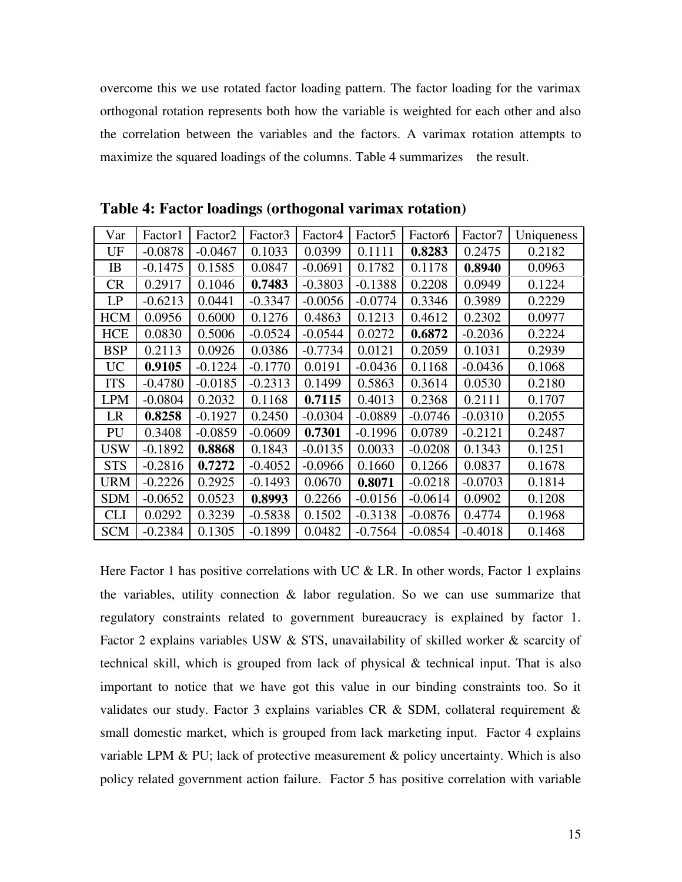overcome this we use rotated factor loading pattern. The factor loading for the varimax orthogonal rotation represents both how the variable is weighted for each other and also the correlation between the variables and the factors. A varimax rotation attempts to maximize the squared loadings of the columns. Table 4 summarizes the result.

**Table 4: Factor loadings (orthogonal varimax rotation)**

| Var | Factor1 | Factor2 | Factor3 | Factor4 | Factor5 | Factor6 | Factor7 | Uniqueness |
|---|---|---|---|---|---|---|---|---|
| UF | -0.0878 | -0.0467 | 0.1033 | 0.0399 | 0.1111 | **0.8283** | 0.2475 | 0.2182 |
| IB | -0.1475 | 0.1585 | 0.0847 | -0.0691 | 0.1782 | 0.1178 | **0.8940** | 0.0963 |
| CR | 0.2917 | 0.1046 | **0.7483** | -0.3803 | -0.1388 | 0.2208 | 0.0949 | 0.1224 |
| LP | -0.6213 | 0.0441 | -0.3347 | -0.0056 | -0.0774 | 0.3346 | 0.3989 | 0.2229 |
| HCM | 0.0956 | 0.6000 | 0.1276 | 0.4863 | 0.1213 | 0.4612 | 0.2302 | 0.0977 |
| HCE | 0.0830 | 0.5006 | -0.0524 | -0.0544 | 0.0272 | **0.6872** | -0.2036 | 0.2224 |
| BSP | 0.2113 | 0.0926 | 0.0386 | -0.7734 | 0.0121 | 0.2059 | 0.1031 | 0.2939 |
| UC | **0.9105** | -0.1224 | -0.1770 | 0.0191 | -0.0436 | 0.1168 | -0.0436 | 0.1068 |
| ITS | -0.4780 | -0.0185 | -0.2313 | 0.1499 | 0.5863 | 0.3614 | 0.0530 | 0.2180 |
| LPM | -0.0804 | 0.2032 | 0.1168 | **0.7115** | 0.4013 | 0.2368 | 0.2111 | 0.1707 |
| LR | **0.8258** | -0.1927 | 0.2450 | -0.0304 | -0.0889 | -0.0746 | -0.0310 | 0.2055 |
| PU | 0.3408 | -0.0859 | -0.0609 | **0.7301** | -0.1996 | 0.0789 | -0.2121 | 0.2487 |
| USW | -0.1892 | **0.8868** | 0.1843 | -0.0135 | 0.0033 | -0.0208 | 0.1343 | 0.1251 |
| STS | -0.2816 | **0.7272** | -0.4052 | -0.0966 | 0.1660 | 0.1266 | 0.0837 | 0.1678 |
| URM | -0.2226 | 0.2925 | -0.1493 | 0.0670 | **0.8071** | -0.0218 | -0.0703 | 0.1814 |
| SDM | -0.0652 | 0.0523 | **0.8993** | 0.2266 | -0.0156 | -0.0614 | 0.0902 | 0.1208 |
| CLI | 0.0292 | 0.3239 | -0.5838 | 0.1502 | -0.3138 | -0.0876 | 0.4774 | 0.1968 |
| SCM | -0.2384 | 0.1305 | -0.1899 | 0.0482 | -0.7564 | -0.0854 | -0.4018 | 0.1468 |

Here Factor 1 has positive correlations with UC & LR. In other words, Factor 1 explains the variables, utility connection & labor regulation. So we can use summarize that regulatory constraints related to government bureaucracy is explained by factor 1. Factor 2 explains variables USW & STS, unavailability of skilled worker & scarcity of technical skill, which is grouped from lack of physical & technical input. That is also important to notice that we have got this value in our binding constraints too. So it validates our study. Factor 3 explains variables CR & SDM, collateral requirement & small domestic market, which is grouped from lack marketing input. Factor 4 explains variable LPM & PU; lack of protective measurement & policy uncertainty. Which is also policy related government action failure. Factor 5 has positive correlation with variable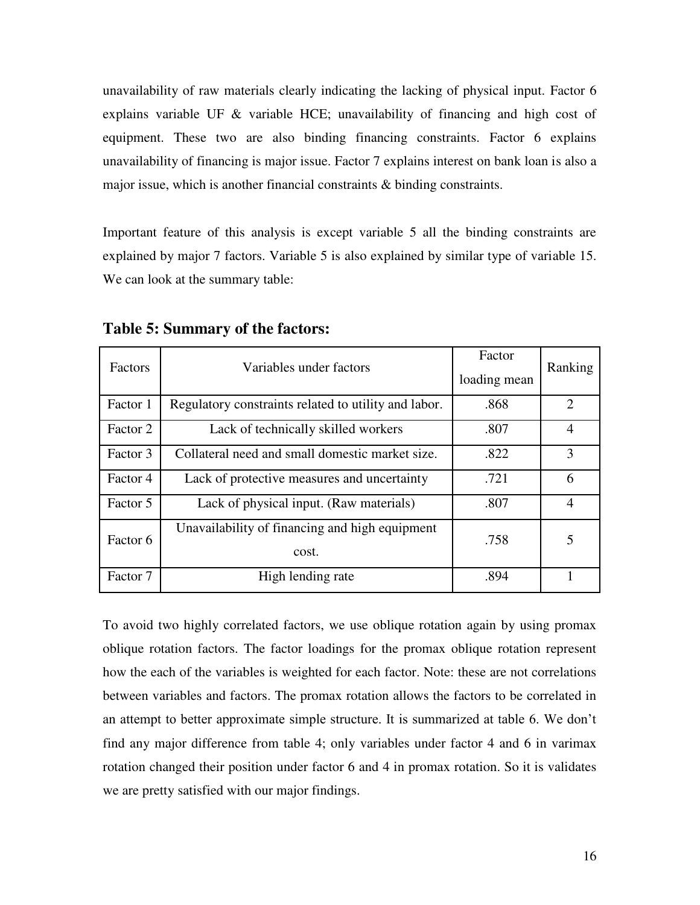unavailability of raw materials clearly indicating the lacking of physical input. Factor 6 explains variable UF & variable HCE; unavailability of financing and high cost of equipment. These two are also binding financing constraints. Factor 6 explains unavailability of financing is major issue. Factor 7 explains interest on bank loan is also a major issue, which is another financial constraints & binding constraints.

Important feature of this analysis is except variable 5 all the binding constraints are explained by major 7 factors. Variable 5 is also explained by similar type of variable 15. We can look at the summary table:

### Table 5: Summary of the factors:

| Factors | Variables under factors | Factor loading mean | Ranking |
|---|---|---|---|
| Factor 1 | Regulatory constraints related to utility and labor. | .868 | 2 |
| Factor 2 | Lack of technically skilled workers | .807 | 4 |
| Factor 3 | Collateral need and small domestic market size. | .822 | 3 |
| Factor 4 | Lack of protective measures and uncertainty | .721 | 6 |
| Factor 5 | Lack of physical input. (Raw materials) | .807 | 4 |
| Factor 6 | Unavailability of financing and high equipment cost. | .758 | 5 |
| Factor 7 | High lending rate | .894 | 1 |

To avoid two highly correlated factors, we use oblique rotation again by using promax oblique rotation factors. The factor loadings for the promax oblique rotation represent how the each of the variables is weighted for each factor. Note: these are not correlations between variables and factors. The promax rotation allows the factors to be correlated in an attempt to better approximate simple structure. It is summarized at table 6. We don't find any major difference from table 4; only variables under factor 4 and 6 in varimax rotation changed their position under factor 6 and 4 in promax rotation. So it is validates we are pretty satisfied with our major findings.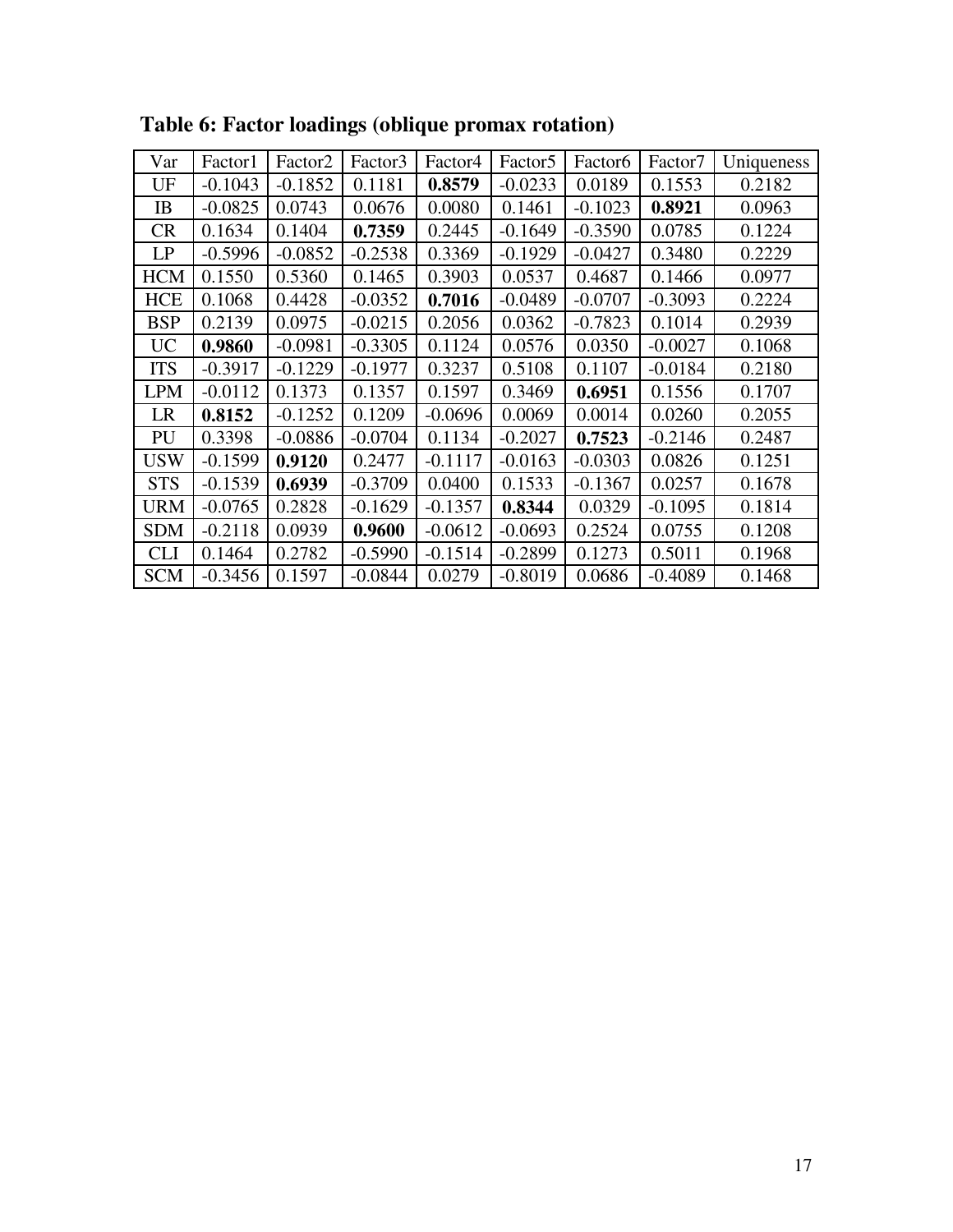**Table 6: Factor loadings (oblique promax rotation)**

| Var | Factor1 | Factor2 | Factor3 | Factor4 | Factor5 | Factor6 | Factor7 | Uniqueness |
|---|---|---|---|---|---|---|---|---|
| UF | -0.1043 | -0.1852 | 0.1181 | **0.8579** | -0.0233 | 0.0189 | 0.1553 | 0.2182 |
| IB | -0.0825 | 0.0743 | 0.0676 | 0.0080 | 0.1461 | -0.1023 | **0.8921** | 0.0963 |
| CR | 0.1634 | 0.1404 | **0.7359** | 0.2445 | -0.1649 | -0.3590 | 0.0785 | 0.1224 |
| LP | -0.5996 | -0.0852 | -0.2538 | 0.3369 | -0.1929 | -0.0427 | 0.3480 | 0.2229 |
| HCM | 0.1550 | 0.5360 | 0.1465 | 0.3903 | 0.0537 | 0.4687 | 0.1466 | 0.0977 |
| HCE | 0.1068 | 0.4428 | -0.0352 | **0.7016** | -0.0489 | -0.0707 | -0.3093 | 0.2224 |
| BSP | 0.2139 | 0.0975 | -0.0215 | 0.2056 | 0.0362 | -0.7823 | 0.1014 | 0.2939 |
| UC | **0.9860** | -0.0981 | -0.3305 | 0.1124 | 0.0576 | 0.0350 | -0.0027 | 0.1068 |
| ITS | -0.3917 | -0.1229 | -0.1977 | 0.3237 | 0.5108 | 0.1107 | -0.0184 | 0.2180 |
| LPM | -0.0112 | 0.1373 | 0.1357 | 0.1597 | 0.3469 | **0.6951** | 0.1556 | 0.1707 |
| LR | **0.8152** | -0.1252 | 0.1209 | -0.0696 | 0.0069 | 0.0014 | 0.0260 | 0.2055 |
| PU | 0.3398 | -0.0886 | -0.0704 | 0.1134 | -0.2027 | **0.7523** | -0.2146 | 0.2487 |
| USW | -0.1599 | **0.9120** | 0.2477 | -0.1117 | -0.0163 | -0.0303 | 0.0826 | 0.1251 |
| STS | -0.1539 | **0.6939** | -0.3709 | 0.0400 | 0.1533 | -0.1367 | 0.0257 | 0.1678 |
| URM | -0.0765 | 0.2828 | -0.1629 | -0.1357 | **0.8344** | 0.0329 | -0.1095 | 0.1814 |
| SDM | -0.2118 | 0.0939 | **0.9600** | -0.0612 | -0.0693 | 0.2524 | 0.0755 | 0.1208 |
| CLI | 0.1464 | 0.2782 | -0.5990 | -0.1514 | -0.2899 | 0.1273 | 0.5011 | 0.1968 |
| SCM | -0.3456 | 0.1597 | -0.0844 | 0.0279 | -0.8019 | 0.0686 | -0.4089 | 0.1468 |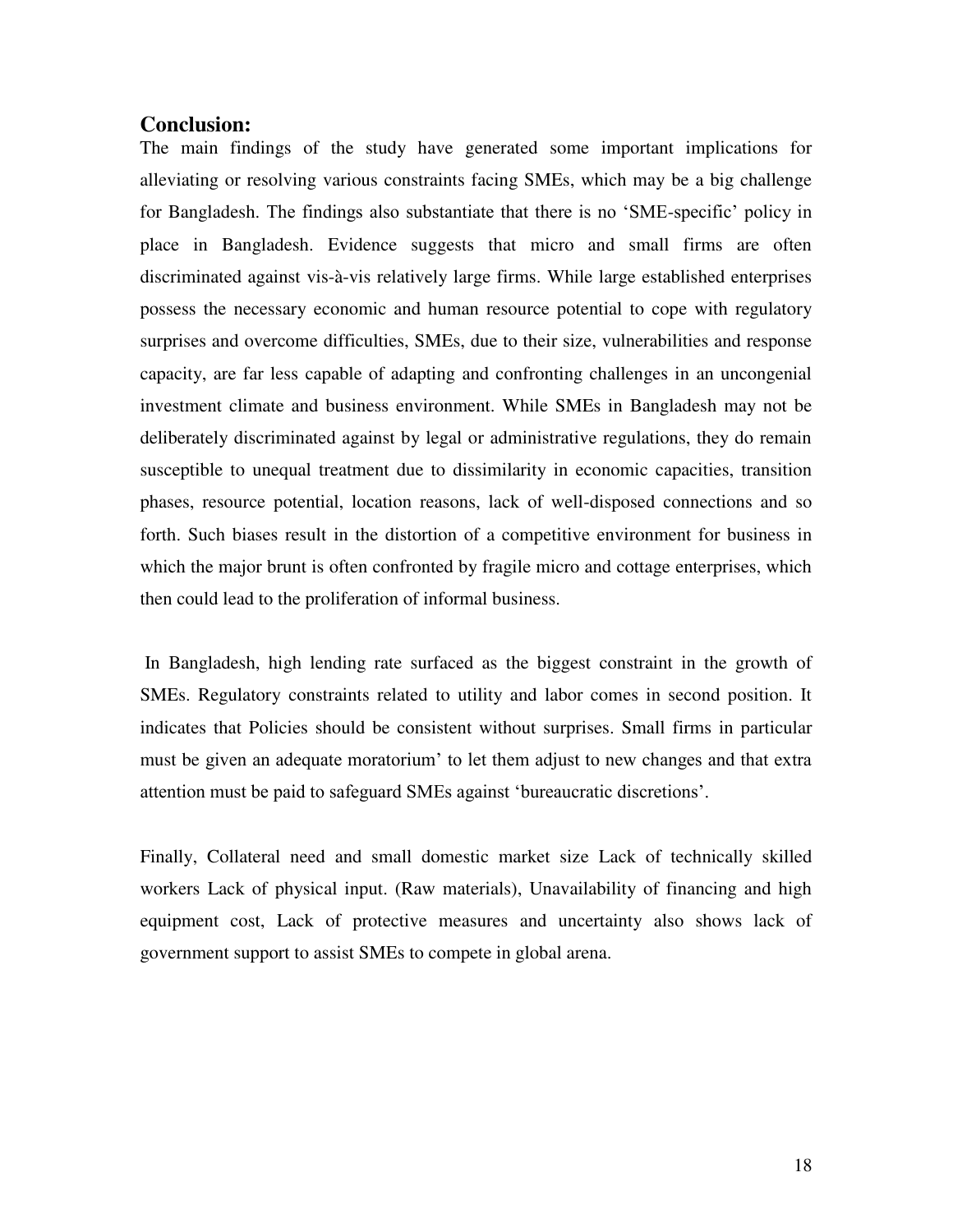## Conclusion:

The main findings of the study have generated some important implications for alleviating or resolving various constraints facing SMEs, which may be a big challenge for Bangladesh. The findings also substantiate that there is no 'SME-specific' policy in place in Bangladesh. Evidence suggests that micro and small firms are often discriminated against vis-à-vis relatively large firms. While large established enterprises possess the necessary economic and human resource potential to cope with regulatory surprises and overcome difficulties, SMEs, due to their size, vulnerabilities and response capacity, are far less capable of adapting and confronting challenges in an uncongenial investment climate and business environment. While SMEs in Bangladesh may not be deliberately discriminated against by legal or administrative regulations, they do remain susceptible to unequal treatment due to dissimilarity in economic capacities, transition phases, resource potential, location reasons, lack of well-disposed connections and so forth. Such biases result in the distortion of a competitive environment for business in which the major brunt is often confronted by fragile micro and cottage enterprises, which then could lead to the proliferation of informal business.

In Bangladesh, high lending rate surfaced as the biggest constraint in the growth of SMEs. Regulatory constraints related to utility and labor comes in second position. It indicates that Policies should be consistent without surprises. Small firms in particular must be given an adequate moratorium' to let them adjust to new changes and that extra attention must be paid to safeguard SMEs against 'bureaucratic discretions'.

Finally, Collateral need and small domestic market size Lack of technically skilled workers Lack of physical input. (Raw materials), Unavailability of financing and high equipment cost, Lack of protective measures and uncertainty also shows lack of government support to assist SMEs to compete in global arena.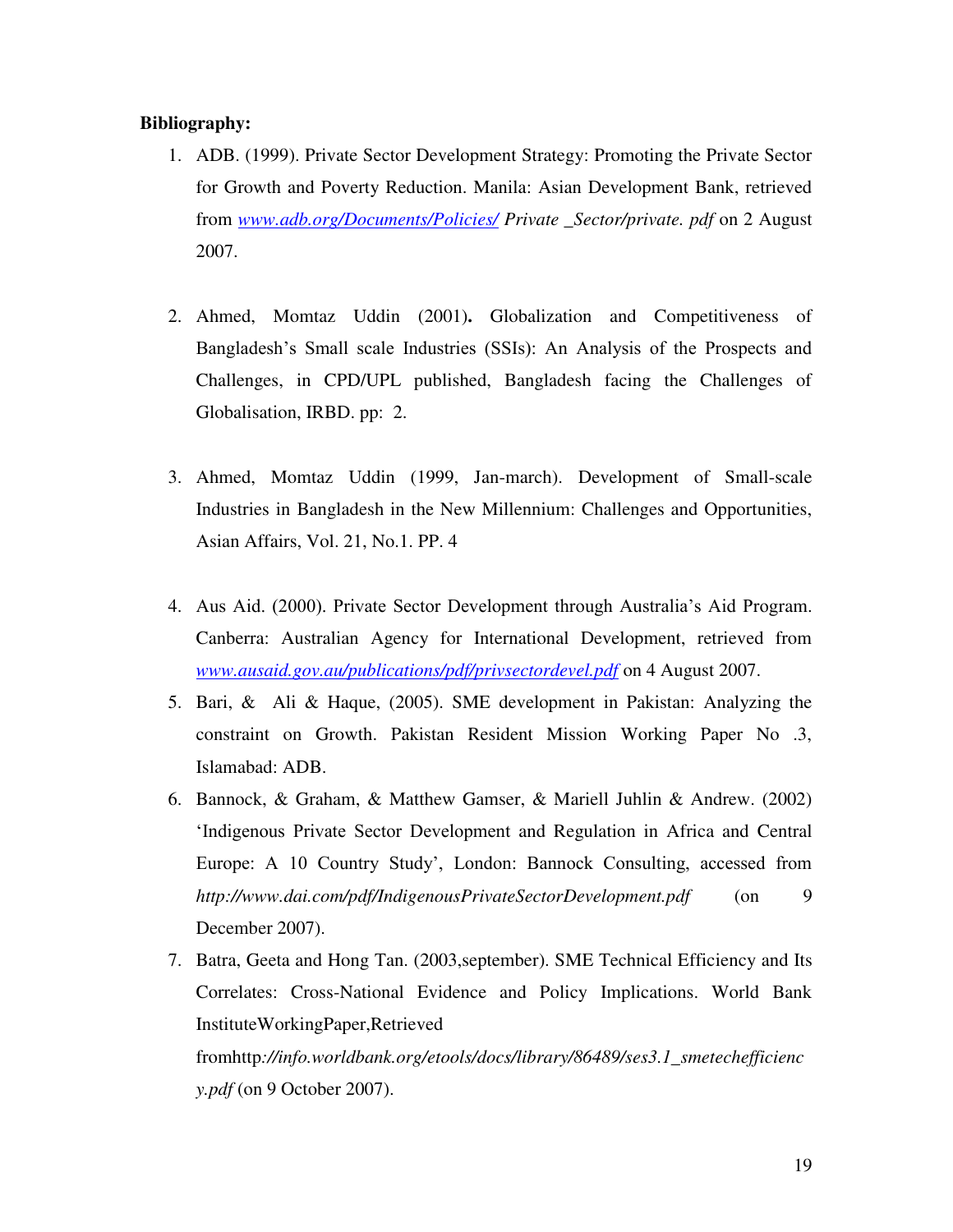**Bibliography:**

1. ADB. (1999). Private Sector Development Strategy: Promoting the Private Sector for Growth and Poverty Reduction. Manila: Asian Development Bank, retrieved from [www.adb.org/Documents/Policies/](www.adb.org/Documents/Policies/) *Private _Sector/private. pdf* on 2 August 2007.

2. Ahmed, Momtaz Uddin (2001)**.** Globalization and Competitiveness of Bangladesh's Small scale Industries (SSIs): An Analysis of the Prospects and Challenges, in CPD/UPL published, Bangladesh facing the Challenges of Globalisation, IRBD. pp: 2.

3. Ahmed, Momtaz Uddin (1999, Jan-march). Development of Small-scale Industries in Bangladesh in the New Millennium: Challenges and Opportunities, Asian Affairs, Vol. 21, No.1. PP. 4

4. Aus Aid. (2000). Private Sector Development through Australia's Aid Program. Canberra: Australian Agency for International Development, retrieved from [*www.ausaid.gov.au/publications/pdf/privsectordevel.pdf*](www.ausaid.gov.au/publications/pdf/privsectordevel.pdf) on 4 August 2007.
5. Bari, & Ali & Haque, (2005). SME development in Pakistan: Analyzing the constraint on Growth. Pakistan Resident Mission Working Paper No .3, Islamabad: ADB.
6. Bannock, & Graham, & Matthew Gamser, & Mariell Juhlin & Andrew. (2002) 'Indigenous Private Sector Development and Regulation in Africa and Central Europe: A 10 Country Study', London: Bannock Consulting, accessed from *http://www.dai.com/pdf/IndigenousPrivateSectorDevelopment.pdf* (on 9 December 2007).
7. Batra, Geeta and Hong Tan. (2003,september). SME Technical Efficiency and Its Correlates: Cross-National Evidence and Policy Implications. World Bank InstituteWorkingPaper,Retrieved fromhttp*://info.worldbank.org/etools/docs/library/86489/ses3.1_smetechefficiency.pdf* (on 9 October 2007).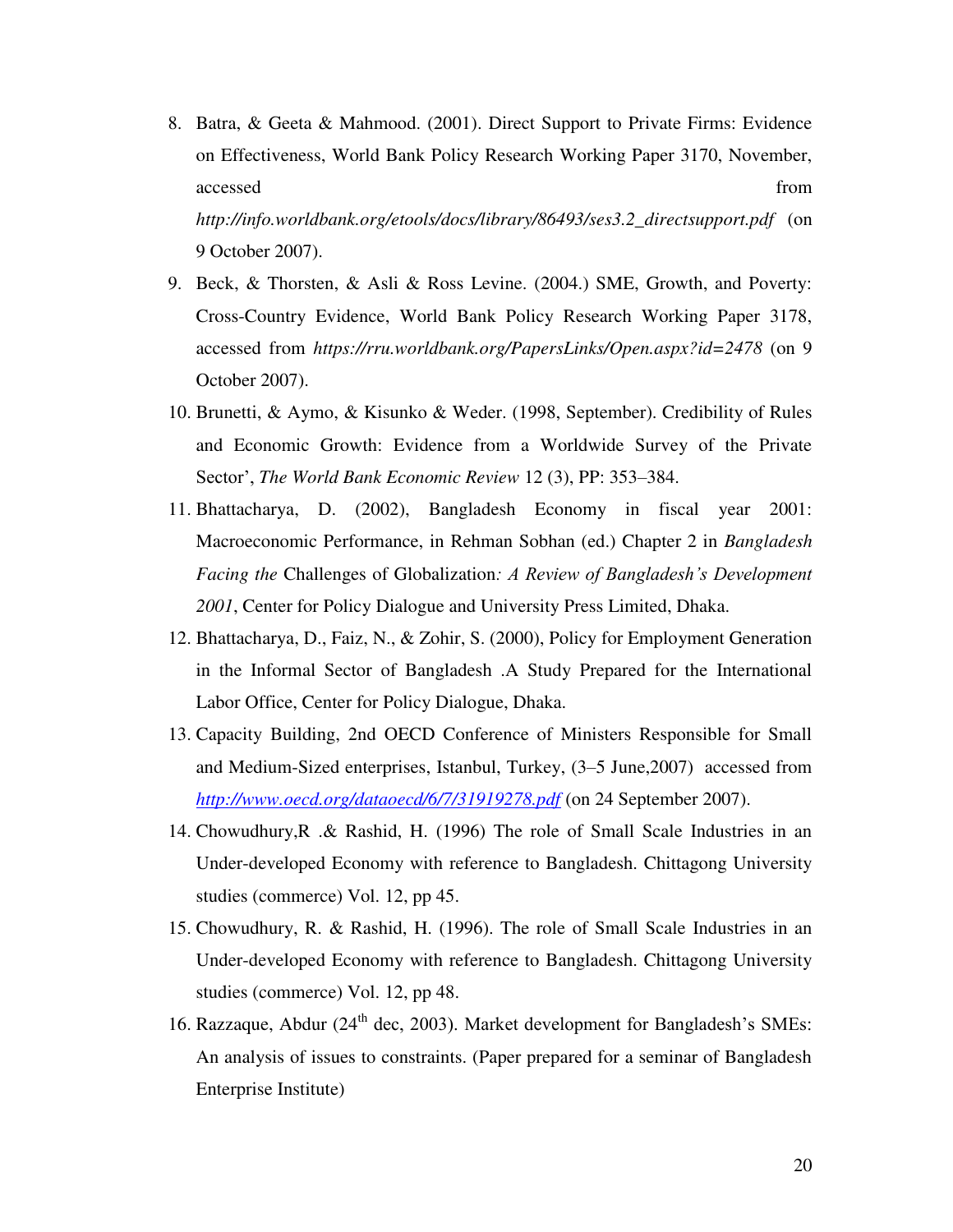8. Batra, & Geeta & Mahmood. (2001). Direct Support to Private Firms: Evidence on Effectiveness, World Bank Policy Research Working Paper 3170, November, accessed from *http://info.worldbank.org/etools/docs/library/86493/ses3.2_directsupport.pdf* (on 9 October 2007).
9. Beck, & Thorsten, & Asli & Ross Levine. (2004.) SME, Growth, and Poverty: Cross-Country Evidence, World Bank Policy Research Working Paper 3178, accessed from *https://rru.worldbank.org/PapersLinks/Open.aspx?id=2478* (on 9 October 2007).
10. Brunetti, & Aymo, & Kisunko & Weder. (1998, September). Credibility of Rules and Economic Growth: Evidence from a Worldwide Survey of the Private Sector', *The World Bank Economic Review* 12 (3), PP: 353–384.
11. Bhattacharya, D. (2002), Bangladesh Economy in fiscal year 2001: Macroeconomic Performance, in Rehman Sobhan (ed.) Chapter 2 in *Bangladesh Facing the* Challenges of Globalization*: A Review of Bangladesh's Development 2001*, Center for Policy Dialogue and University Press Limited, Dhaka.
12. Bhattacharya, D., Faiz, N., & Zohir, S. (2000), Policy for Employment Generation in the Informal Sector of Bangladesh .A Study Prepared for the International Labor Office, Center for Policy Dialogue, Dhaka.
13. Capacity Building, 2nd OECD Conference of Ministers Responsible for Small and Medium-Sized enterprises, Istanbul, Turkey, (3–5 June,2007) accessed from *http://www.oecd.org/dataoecd/6/7/31919278.pdf* (on 24 September 2007).
14. Chowudhury,R .& Rashid, H. (1996) The role of Small Scale Industries in an Under-developed Economy with reference to Bangladesh. Chittagong University studies (commerce) Vol. 12, pp 45.
15. Chowudhury, R. & Rashid, H. (1996). The role of Small Scale Industries in an Under-developed Economy with reference to Bangladesh. Chittagong University studies (commerce) Vol. 12, pp 48.
16. Razzaque, Abdur (24th dec, 2003). Market development for Bangladesh's SMEs: An analysis of issues to constraints. (Paper prepared for a seminar of Bangladesh Enterprise Institute)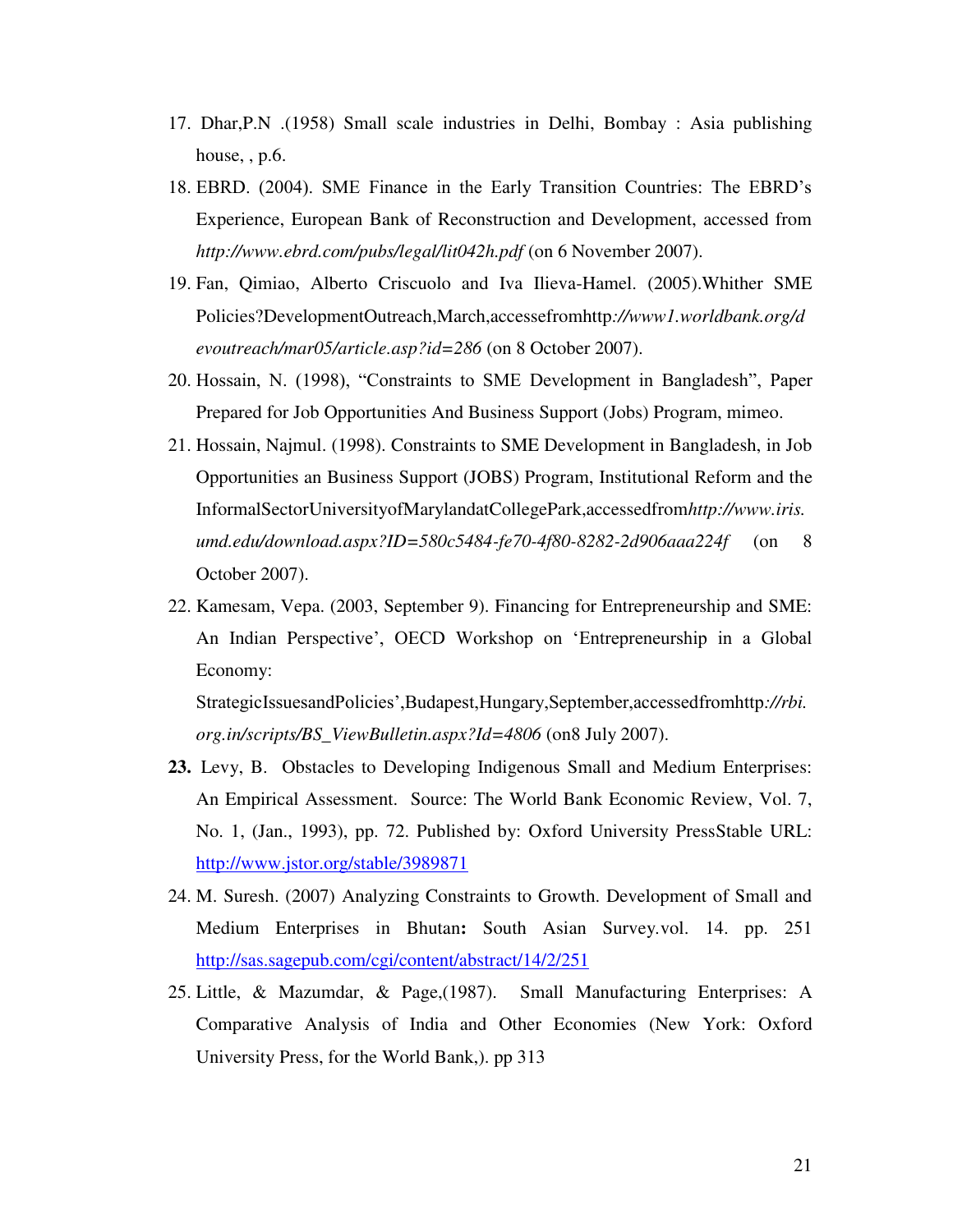17. Dhar,P.N .(1958) Small scale industries in Delhi, Bombay : Asia publishing house, , p.6.
18. EBRD. (2004). SME Finance in the Early Transition Countries: The EBRD's Experience, European Bank of Reconstruction and Development, accessed from *http://www.ebrd.com/pubs/legal/lit042h.pdf* (on 6 November 2007).
19. Fan, Qimiao, Alberto Criscuolo and Iva Ilieva-Hamel. (2005).Whither SME Policies?DevelopmentOutreach,March,accessefromhttp*://www1.worldbank.org/devoutreach/mar05/article.asp?id=286* (on 8 October 2007).
20. Hossain, N. (1998), "Constraints to SME Development in Bangladesh", Paper Prepared for Job Opportunities And Business Support (Jobs) Program, mimeo.
21. Hossain, Najmul. (1998). Constraints to SME Development in Bangladesh, in Job Opportunities an Business Support (JOBS) Program, Institutional Reform and the InformalSectorUniversityofMarylandatCollegePark,accessedfrom*http://www.iris.umd.edu/download.aspx?ID=580c5484-fe70-4f80-8282-2d906aaa224f* (on 8 October 2007).
22. Kamesam, Vepa. (2003, September 9). Financing for Entrepreneurship and SME: An Indian Perspective', OECD Workshop on 'Entrepreneurship in a Global Economy:
 StrategicIssuesandPolicies',Budapest,Hungary,September,accessedfromhttp*://rbi.org.in/scripts/BS_ViewBulletin.aspx?Id=4806* (on8 July 2007).
23. Levy, B. Obstacles to Developing Indigenous Small and Medium Enterprises: An Empirical Assessment. Source: The World Bank Economic Review, Vol. 7, No. 1, (Jan., 1993), pp. 72. Published by: Oxford University PressStable URL: http://www.jstor.org/stable/3989871
24. M. Suresh. (2007) Analyzing Constraints to Growth. Development of Small and Medium Enterprises in Bhutan**:** South Asian Survey.vol. 14. pp. 251 http://sas.sagepub.com/cgi/content/abstract/14/2/251
25. Little, & Mazumdar, & Page,(1987). Small Manufacturing Enterprises: A Comparative Analysis of India and Other Economies (New York: Oxford University Press, for the World Bank,). pp 313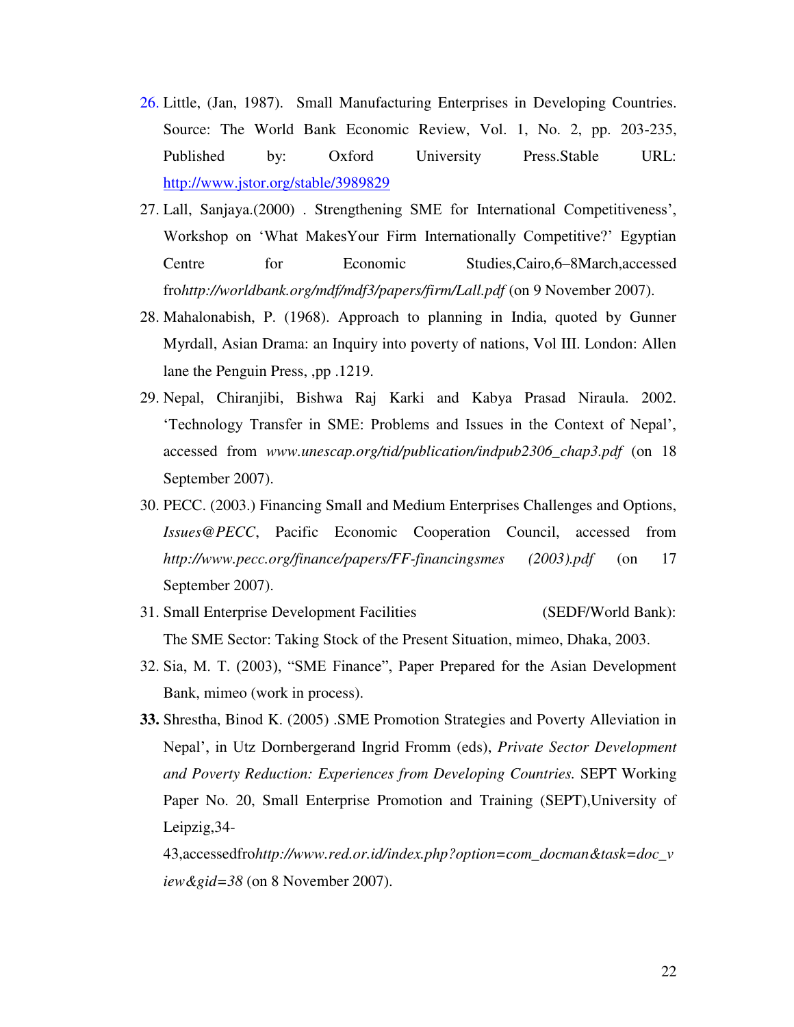26. Little, (Jan, 1987). Small Manufacturing Enterprises in Developing Countries. Source: The World Bank Economic Review, Vol. 1, No. 2, pp. 203-235, Published by: Oxford University Press.Stable URL: http://www.jstor.org/stable/3989829
27. Lall, Sanjaya.(2000) . Strengthening SME for International Competitiveness', Workshop on 'What MakesYour Firm Internationally Competitive?' Egyptian Centre for Economic Studies,Cairo,6–8March,accessed fro*http://worldbank.org/mdf/mdf3/papers/firm/Lall.pdf* (on 9 November 2007).
28. Mahalonabish, P. (1968). Approach to planning in India, quoted by Gunner Myrdall, Asian Drama: an Inquiry into poverty of nations, Vol III. London: Allen lane the Penguin Press, ,pp .1219.
29. Nepal, Chiranjibi, Bishwa Raj Karki and Kabya Prasad Niraula. 2002. 'Technology Transfer in SME: Problems and Issues in the Context of Nepal', accessed from *www.unescap.org/tid/publication/indpub2306_chap3.pdf* (on 18 September 2007).
30. PECC. (2003.) Financing Small and Medium Enterprises Challenges and Options, *Issues@PECC*, Pacific Economic Cooperation Council, accessed from *http://www.pecc.org/finance/papers/FF-financingsmes (2003).pdf* (on 17 September 2007).
31. Small Enterprise Development Facilities (SEDF/World Bank): The SME Sector: Taking Stock of the Present Situation, mimeo, Dhaka, 2003.
32. Sia, M. T. (2003), "SME Finance", Paper Prepared for the Asian Development Bank, mimeo (work in process).
33. Shrestha, Binod K. (2005) .SME Promotion Strategies and Poverty Alleviation in Nepal', in Utz Dornbergerand Ingrid Fromm (eds), *Private Sector Development and Poverty Reduction: Experiences from Developing Countries.* SEPT Working Paper No. 20, Small Enterprise Promotion and Training (SEPT),University of Leipzig,34-43,accessedfro*http://www.red.or.id/index.php?option=com_docman&task=doc_view&gid=38* (on 8 November 2007).